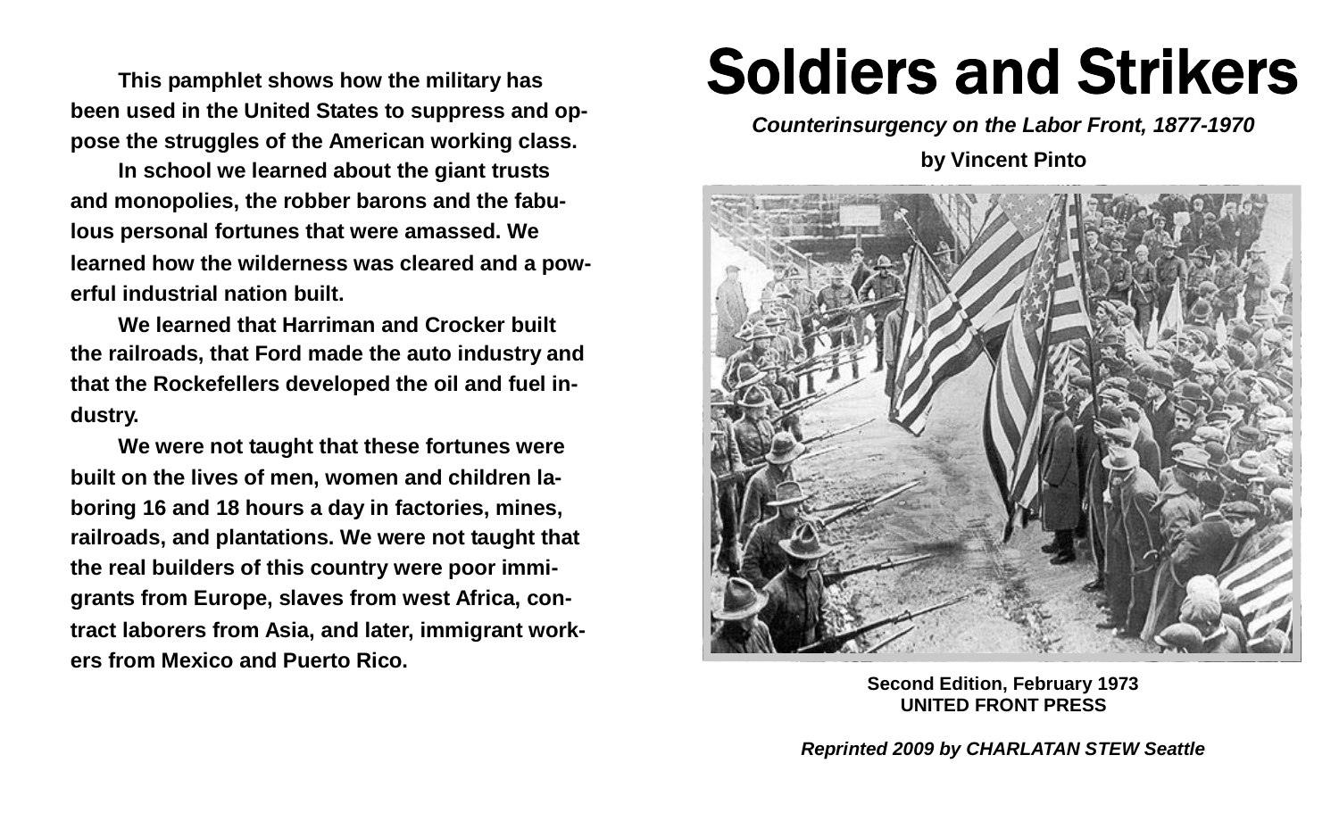This pamphlet shows how the military has been used in the United States to suppress and oppose the struggles of the American working class.

In school we learned about the giant trusts and monopolies, the robber barons and the fabulous personal fortunes that were amassed. We learned how the wilderness was cleared and a powerful industrial nation built.

We learned that Harriman and Crocker built the railroads, that Ford made the auto industry and that the Rockefellers developed the oil and fuel industry.

We were not taught that these fortunes were built on the lives of men, women and children laboring 16 and 18 hours a day in factories, mines, railroads, and plantations. We were not taught that the real builders of this country were poor immigrants from Europe, slaves from west Africa, contract laborers from Asia, and later, immigrant workers from Mexico and Puerto Rico.

# Soldiers and Strikers

***Counterinsurgency on the Labor Front, 1877-1970***

**by Vincent Pinto**

**Second Edition, February 1973**
**UNITED FRONT PRESS**

***Reprinted 2009 by CHARLATAN STEW Seattle***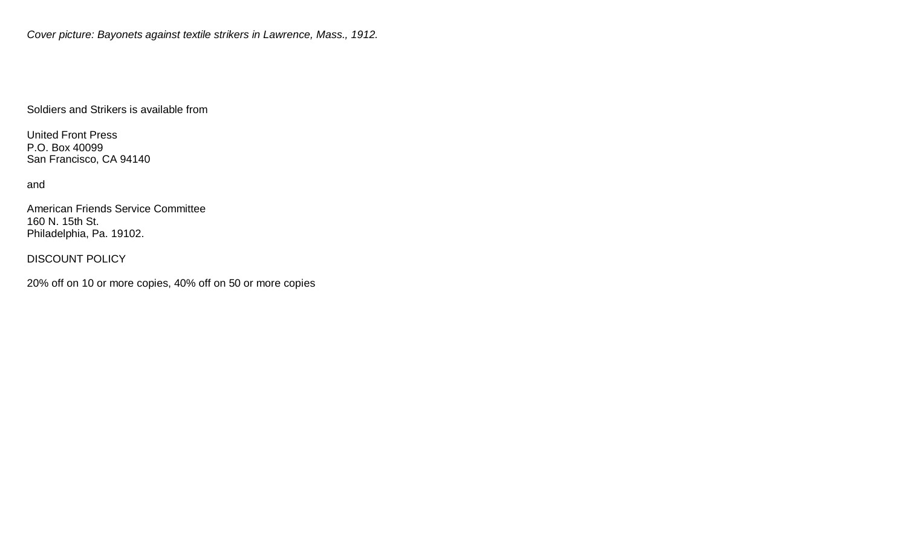*Cover picture: Bayonets against textile strikers in Lawrence, Mass., 1912.*

Soldiers and Strikers is available from

United Front Press  
P.O. Box 40099  
San Francisco, CA 94140

and

American Friends Service Committee  
160 N. 15th St.  
Philadelphia, Pa. 19102.

DISCOUNT POLICY

20% off on 10 or more copies, 40% off on 50 or more copies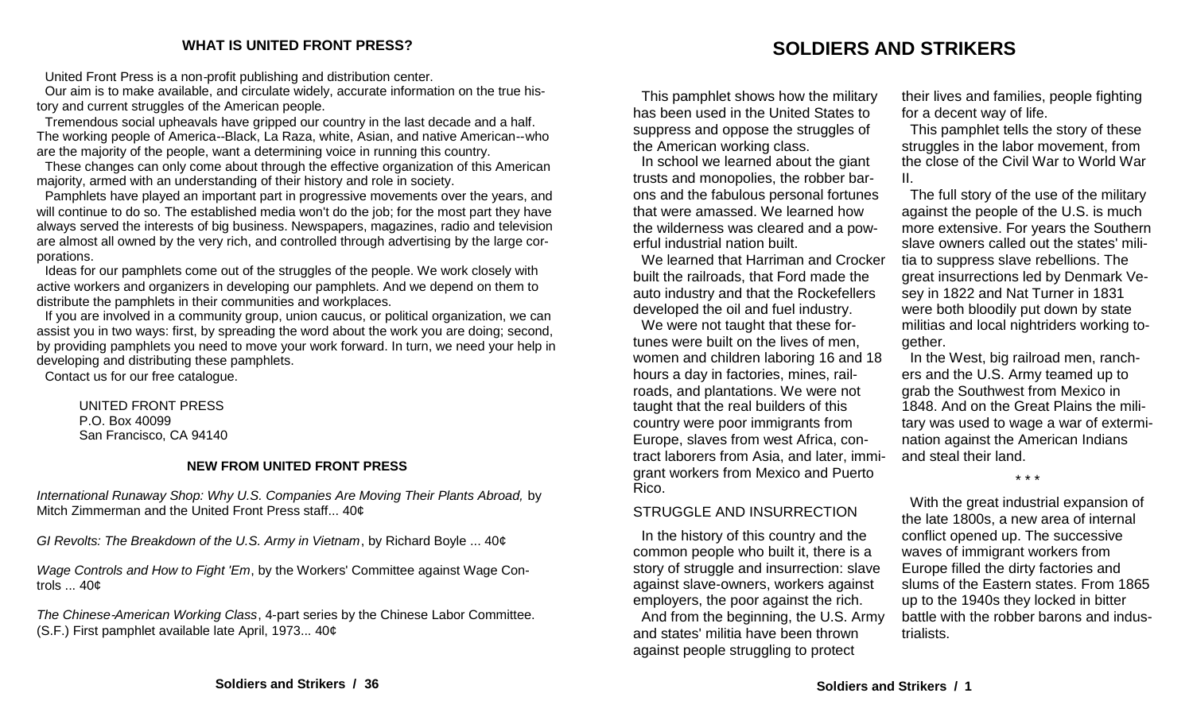## WHAT IS UNITED FRONT PRESS?

United Front Press is a non-profit publishing and distribution center.

Our aim is to make available, and circulate widely, accurate information on the true history and current struggles of the American people.

Tremendous social upheavals have gripped our country in the last decade and a half. The working people of America--Black, La Raza, white, Asian, and native American--who are the majority of the people, want a determining voice in running this country.

These changes can only come about through the effective organization of this American majority, armed with an understanding of their history and role in society.

Pamphlets have played an important part in progressive movements over the years, and will continue to do so. The established media won't do the job; for the most part they have always served the interests of big business. Newspapers, magazines, radio and television are almost all owned by the very rich, and controlled through advertising by the large corporations.

Ideas for our pamphlets come out of the struggles of the people. We work closely with active workers and organizers in developing our pamphlets. And we depend on them to distribute the pamphlets in their communities and workplaces.

If you are involved in a community group, union caucus, or political organization, we can assist you in two ways: first, by spreading the word about the work you are doing; second, by providing pamphlets you need to move your work forward. In turn, we need your help in developing and distributing these pamphlets.

Contact us for our free catalogue.

UNITED FRONT PRESS
P.O. Box 40099
San Francisco, CA 94140

### NEW FROM UNITED FRONT PRESS

*International Runaway Shop: Why U.S. Companies Are Moving Their Plants Abroad,* by Mitch Zimmerman and the United Front Press staff... 40¢

*GI Revolts: The Breakdown of the U.S. Army in Vietnam*, by Richard Boyle ... 40¢

*Wage Controls and How to Fight 'Em*, by the Workers' Committee against Wage Controls ... 40¢

*The Chinese-American Working Class*, 4-part series by the Chinese Labor Committee. (S.F.) First pamphlet available late April, 1973... 40¢

# SOLDIERS AND STRIKERS

This pamphlet shows how the military has been used in the United States to suppress and oppose the struggles of the American working class.

In school we learned about the giant trusts and monopolies, the robber barons and the fabulous personal fortunes that were amassed. We learned how the wilderness was cleared and a powerful industrial nation built.

We learned that Harriman and Crocker built the railroads, that Ford made the auto industry and that the Rockefellers developed the oil and fuel industry.

We were not taught that these fortunes were built on the lives of men, women and children laboring 16 and 18 hours a day in factories, mines, railroads, and plantations. We were not taught that the real builders of this country were poor immigrants from Europe, slaves from west Africa, contract laborers from Asia, and later, immigrant workers from Mexico and Puerto Rico.

## STRUGGLE AND INSURRECTION

In the history of this country and the common people who built it, there is a story of struggle and insurrection: slave against slave-owners, workers against employers, the poor against the rich.

And from the beginning, the U.S. Army and states' militia have been thrown against people struggling to protect their lives and families, people fighting for a decent way of life.

This pamphlet tells the story of these struggles in the labor movement, from the close of the Civil War to World War II.

The full story of the use of the military against the people of the U.S. is much more extensive. For years the Southern slave owners called out the states' militia to suppress slave rebellions. The great insurrections led by Denmark Vesey in 1822 and Nat Turner in 1831 were both bloodily put down by state militias and local nightriders working together.

In the West, big railroad men, ranchers and the U.S. Army teamed up to grab the Southwest from Mexico in 1848. And on the Great Plains the military was used to wage a war of extermination against the American Indians and steal their land.

\* \* \*

With the great industrial expansion of the late 1800s, a new area of internal conflict opened up. The successive waves of immigrant workers from Europe filled the dirty factories and slums of the Eastern states. From 1865 up to the 1940s they locked in bitter battle with the robber barons and industrialists.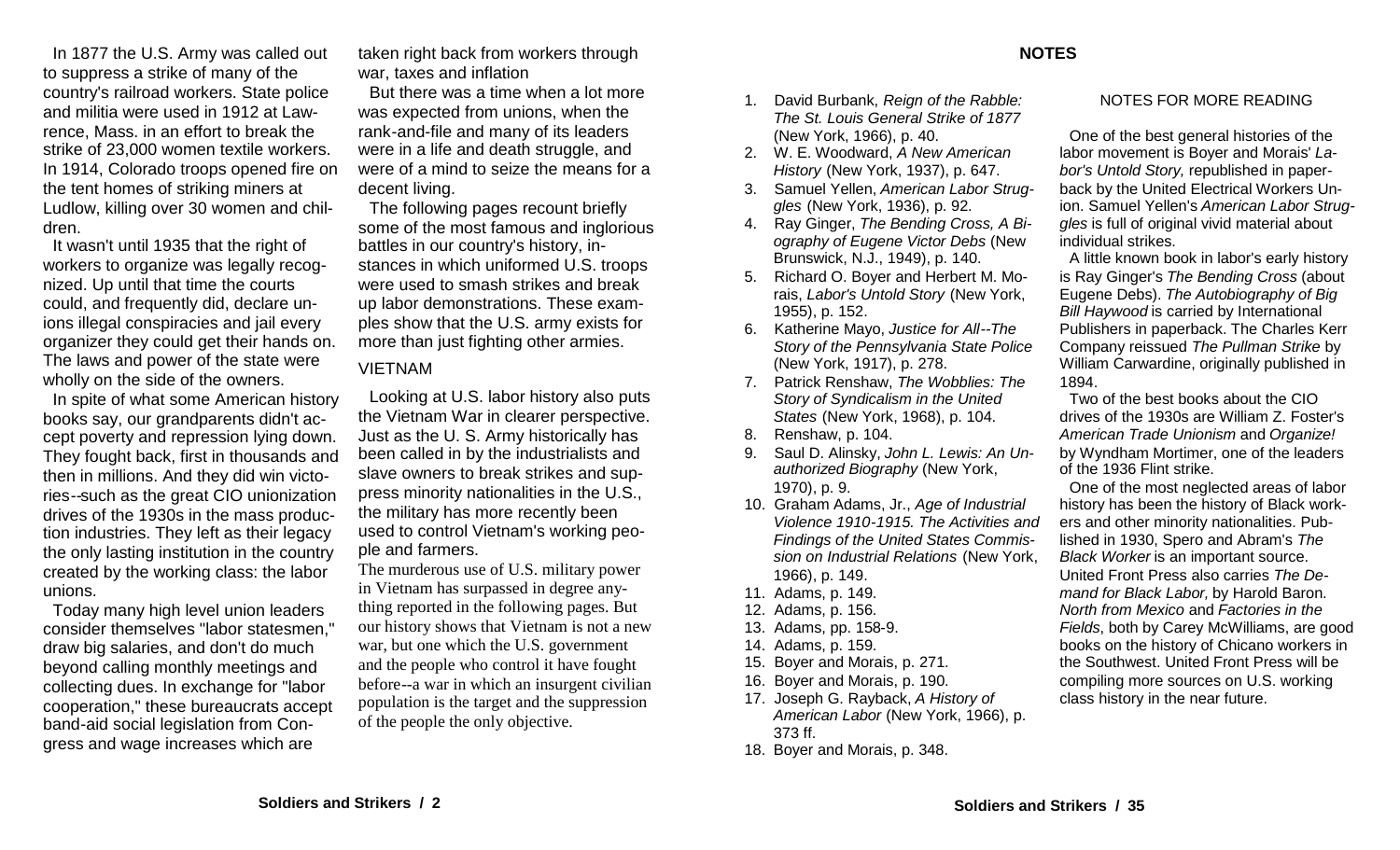In 1877 the U.S. Army was called out to suppress a strike of many of the country's railroad workers. State police and militia were used in 1912 at Lawrence, Mass. in an effort to break the strike of 23,000 women textile workers. In 1914, Colorado troops opened fire on the tent homes of striking miners at Ludlow, killing over 30 women and children.

It wasn't until 1935 that the right of workers to organize was legally recognized. Up until that time the courts could, and frequently did, declare unions illegal conspiracies and jail every organizer they could get their hands on. The laws and power of the state were wholly on the side of the owners.

In spite of what some American history books say, our grandparents didn't accept poverty and repression lying down. They fought back, first in thousands and then in millions. And they did win victories--such as the great CIO unionization drives of the 1930s in the mass production industries. They left as their legacy the only lasting institution in the country created by the working class: the labor unions.

Today many high level union leaders consider themselves "labor statesmen," draw big salaries, and don't do much beyond calling monthly meetings and collecting dues. In exchange for "labor cooperation," these bureaucrats accept band-aid social legislation from Congress and wage increases which are taken right back from workers through war, taxes and inflation

But there was a time when a lot more was expected from unions, when the rank-and-file and many of its leaders were in a life and death struggle, and were of a mind to seize the means for a decent living.

The following pages recount briefly some of the most famous and inglorious battles in our country's history, instances in which uniformed U.S. troops were used to smash strikes and break up labor demonstrations. These examples show that the U.S. army exists for more than just fighting other armies.

## VIETNAM

Looking at U.S. labor history also puts the Vietnam War in clearer perspective. Just as the U. S. Army historically has been called in by the industrialists and slave owners to break strikes and suppress minority nationalities in the U.S., the military has more recently been used to control Vietnam's working people and farmers.

The murderous use of U.S. military power in Vietnam has surpassed in degree anything reported in the following pages. But our history shows that Vietnam is not a new war, but one which the U.S. government and the people who control it have fought before--a war in which an insurgent civilian population is the target and the suppression of the people the only objective.

## NOTES

1. David Burbank, *Reign of the Rabble: The St. Louis General Strike of 1877* (New York, 1966), p. 40.
2. W. E. Woodward, *A New American History* (New York, 1937), p. 647.
3. Samuel Yellen, *American Labor Struggles* (New York, 1936), p. 92.
4. Ray Ginger, *The Bending Cross, A Biography of Eugene Victor Debs* (New Brunswick, N.J., 1949), p. 140.
5. Richard O. Boyer and Herbert M. Morais, *Labor's Untold Story* (New York, 1955), p. 152.
6. Katherine Mayo, *Justice for All--The Story of the Pennsylvania State Police* (New York, 1917), p. 278.
7. Patrick Renshaw, *The Wobblies: The Story of Syndicalism in the United States* (New York, 1968), p. 104.
8. Renshaw, p. 104.
9. Saul D. Alinsky, *John L. Lewis: An Unauthorized Biography* (New York, 1970), p. 9.
10. Graham Adams, Jr., *Age of Industrial Violence 1910-1915. The Activities and Findings of the United States Commission on Industrial Relations* (New York, 1966), p. 149.
11. Adams, p. 149.
12. Adams, p. 156.
13. Adams, pp. 158-9.
14. Adams, p. 159.
15. Boyer and Morais, p. 271.
16. Boyer and Morais, p. 190.
17. Joseph G. Rayback, *A History of American Labor* (New York, 1966), p. 373 ff.
18. Boyer and Morais, p. 348.

### NOTES FOR MORE READING

One of the best general histories of the labor movement is Boyer and Morais' *Labor's Untold Story,* republished in paperback by the United Electrical Workers Union. Samuel Yellen's *American Labor Struggles* is full of original vivid material about individual strikes.

A little known book in labor's early history is Ray Ginger's *The Bending Cross* (about Eugene Debs). *The Autobiography of Big Bill Haywood* is carried by International Publishers in paperback. The Charles Kerr Company reissued *The Pullman Strike* by William Carwardine, originally published in 1894.

Two of the best books about the CIO drives of the 1930s are William Z. Foster's *American Trade Unionism* and *Organize!* by Wyndham Mortimer, one of the leaders of the 1936 Flint strike.

One of the most neglected areas of labor history has been the history of Black workers and other minority nationalities. Published in 1930, Spero and Abram's *The Black Worker* is an important source. United Front Press also carries *The Demand for Black Labor,* by Harold Baron. *North from Mexico* and *Factories in the Fields*, both by Carey McWilliams, are good books on the history of Chicano workers in the Southwest. United Front Press will be compiling more sources on U.S. working class history in the near future.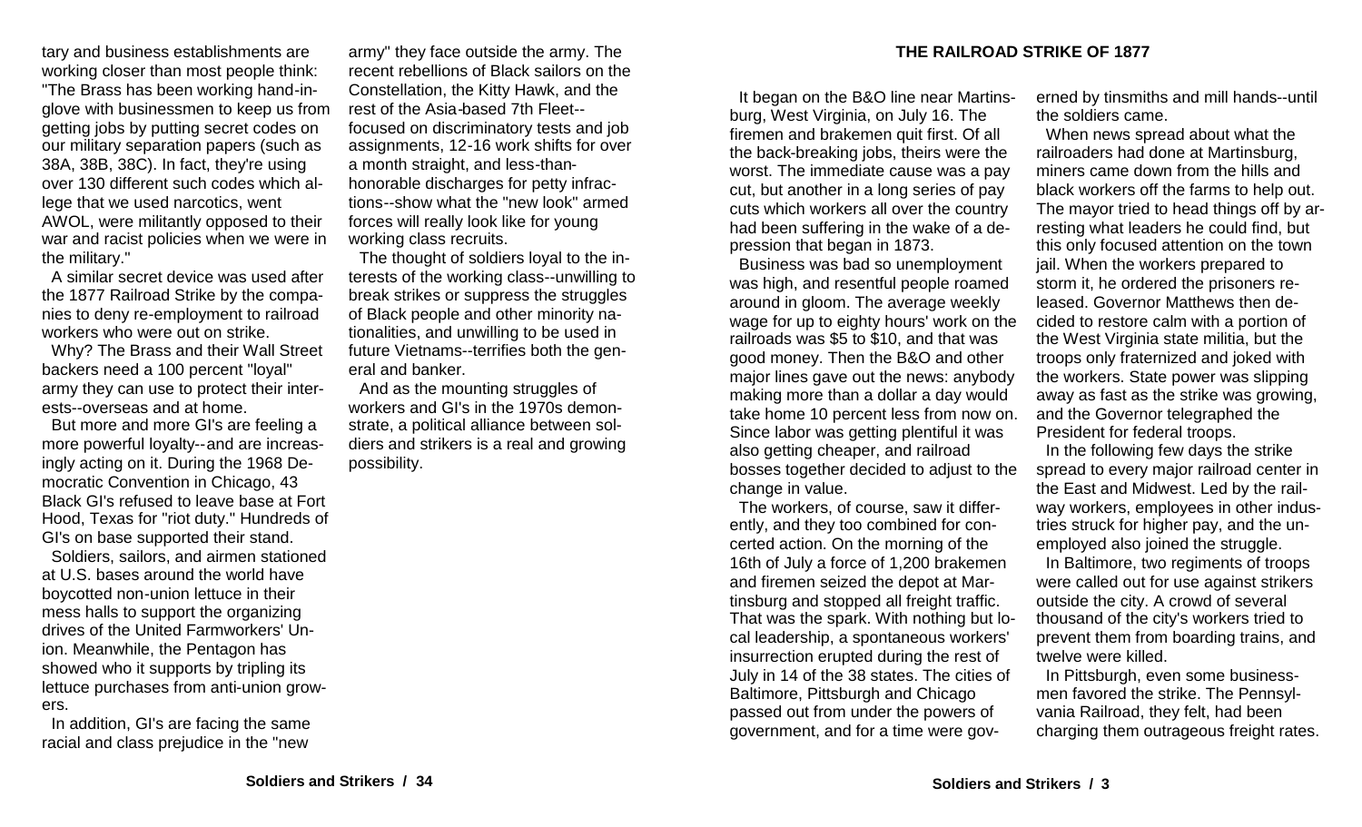tary and business establishments are working closer than most people think: "The Brass has been working hand-in-glove with businessmen to keep us from getting jobs by putting secret codes on our military separation papers (such as 38A, 38B, 38C). In fact, they're using over 130 different such codes which allege that we used narcotics, went AWOL, were militantly opposed to their war and racist policies when we were in the military."

A similar secret device was used after the 1877 Railroad Strike by the companies to deny re-employment to railroad workers who were out on strike.

Why? The Brass and their Wall Street backers need a 100 percent "loyal" army they can use to protect their interests--overseas and at home.

But more and more GI's are feeling a more powerful loyalty--and are increasingly acting on it. During the 1968 Democratic Convention in Chicago, 43 Black GI's refused to leave base at Fort Hood, Texas for "riot duty." Hundreds of GI's on base supported their stand.

Soldiers, sailors, and airmen stationed at U.S. bases around the world have boycotted non-union lettuce in their mess halls to support the organizing drives of the United Farmworkers' Union. Meanwhile, the Pentagon has showed who it supports by tripling its lettuce purchases from anti-union growers.

In addition, GI's are facing the same racial and class prejudice in the "new army" they face outside the army. The recent rebellions of Black sailors on the Constellation, the Kitty Hawk, and the rest of the Asia-based 7th Fleet--focused on discriminatory tests and job assignments, 12-16 work shifts for over a month straight, and less-than-honorable discharges for petty infractions--show what the "new look" armed forces will really look like for young working class recruits.

The thought of soldiers loyal to the interests of the working class--unwilling to break strikes or suppress the struggles of Black people and other minority nationalities, and unwilling to be used in future Vietnams--terrifies both the general and banker.

And as the mounting struggles of workers and GI's in the 1970s demonstrate, a political alliance between soldiers and strikers is a real and growing possibility.

## THE RAILROAD STRIKE OF 1877

It began on the B&O line near Martinsburg, West Virginia, on July 16. The firemen and brakemen quit first. Of all the back-breaking jobs, theirs were the worst. The immediate cause was a pay cut, but another in a long series of pay cuts which workers all over the country had been suffering in the wake of a depression that began in 1873.

Business was bad so unemployment was high, and resentful people roamed around in gloom. The average weekly wage for up to eighty hours' work on the railroads was $5 to $10, and that was good money. Then the B&O and other major lines gave out the news: anybody making more than a dollar a day would take home 10 percent less from now on. Since labor was getting plentiful it was also getting cheaper, and railroad bosses together decided to adjust to the change in value.

The workers, of course, saw it differently, and they too combined for concerted action. On the morning of the 16th of July a force of 1,200 brakemen and firemen seized the depot at Martinsburg and stopped all freight traffic. That was the spark. With nothing but local leadership, a spontaneous workers' insurrection erupted during the rest of July in 14 of the 38 states. The cities of Baltimore, Pittsburgh and Chicago passed out from under the powers of government, and for a time were governed by tinsmiths and mill hands--until the soldiers came.

When news spread about what the railroaders had done at Martinsburg, miners came down from the hills and black workers off the farms to help out. The mayor tried to head things off by arresting what leaders he could find, but this only focused attention on the town jail. When the workers prepared to storm it, he ordered the prisoners released. Governor Matthews then decided to restore calm with a portion of the West Virginia state militia, but the troops only fraternized and joked with the workers. State power was slipping away as fast as the strike was growing, and the Governor telegraphed the President for federal troops.

In the following few days the strike spread to every major railroad center in the East and Midwest. Led by the railway workers, employees in other industries struck for higher pay, and the unemployed also joined the struggle.

In Baltimore, two regiments of troops were called out for use against strikers outside the city. A crowd of several thousand of the city's workers tried to prevent them from boarding trains, and twelve were killed.

In Pittsburgh, even some businessmen favored the strike. The Pennsylvania Railroad, they felt, had been charging them outrageous freight rates.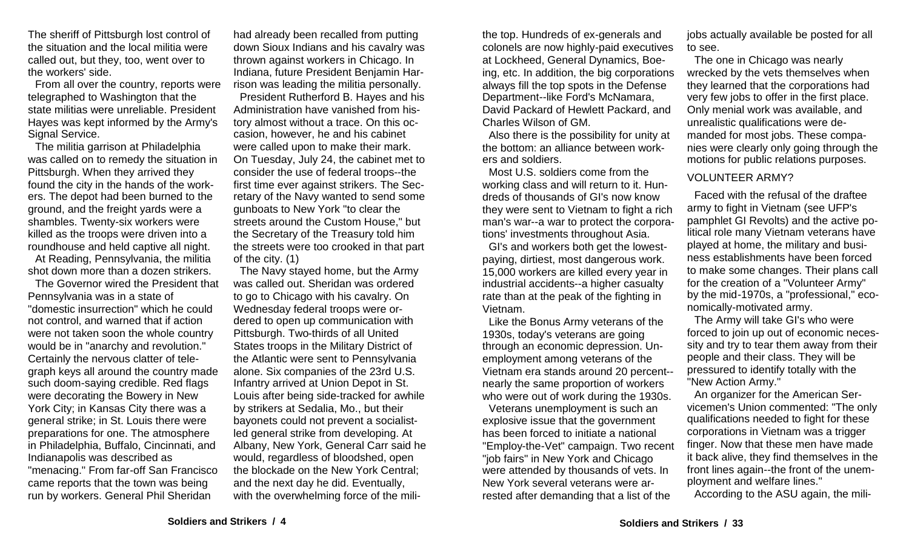The sheriff of Pittsburgh lost control of the situation and the local militia were called out, but they, too, went over to the workers' side.

From all over the country, reports were telegraphed to Washington that the state militias were unreliable. President Hayes was kept informed by the Army's Signal Service.

The militia garrison at Philadelphia was called on to remedy the situation in Pittsburgh. When they arrived they found the city in the hands of the workers. The depot had been burned to the ground, and the freight yards were a shambles. Twenty-six workers were killed as the troops were driven into a roundhouse and held captive all night.

At Reading, Pennsylvania, the militia shot down more than a dozen strikers.

The Governor wired the President that Pennsylvania was in a state of "domestic insurrection" which he could not control, and warned that if action were not taken soon the whole country would be in "anarchy and revolution." Certainly the nervous clatter of telegraph keys all around the country made such doom-saying credible. Red flags were decorating the Bowery in New York City; in Kansas City there was a general strike; in St. Louis there were preparations for one. The atmosphere in Philadelphia, Buffalo, Cincinnati, and Indianapolis was described as "menacing." From far-off San Francisco came reports that the town was being run by workers. General Phil Sheridan had already been recalled from putting down Sioux Indians and his cavalry was thrown against workers in Chicago. In Indiana, future President Benjamin Harrison was leading the militia personally.

President Rutherford B. Hayes and his Administration have vanished from history almost without a trace. On this occasion, however, he and his cabinet were called upon to make their mark. On Tuesday, July 24, the cabinet met to consider the use of federal troops--the first time ever against strikers. The Secretary of the Navy wanted to send some gunboats to New York "to clear the streets around the Custom House," but the Secretary of the Treasury told him the streets were too crooked in that part of the city. (1)

The Navy stayed home, but the Army was called out. Sheridan was ordered to go to Chicago with his cavalry. On Wednesday federal troops were ordered to open up communication with Pittsburgh. Two-thirds of all United States troops in the Military District of the Atlantic were sent to Pennsylvania alone. Six companies of the 23rd U.S. Infantry arrived at Union Depot in St. Louis after being side-tracked for awhile by strikers at Sedalia, Mo., but their bayonets could not prevent a socialist-led general strike from developing. At Albany, New York, General Carr said he would, regardless of bloodshed, open the blockade on the New York Central; and the next day he did. Eventually, with the overwhelming force of the mili-

the top. Hundreds of ex-generals and colonels are now highly-paid executives at Lockheed, General Dynamics, Boeing, etc. In addition, the big corporations always fill the top spots in the Defense Department--like Ford's McNamara, David Packard of Hewlett Packard, and Charles Wilson of GM.

Also there is the possibility for unity at the bottom: an alliance between workers and soldiers.

Most U.S. soldiers come from the working class and will return to it. Hundreds of thousands of GI's now know they were sent to Vietnam to fight a rich man's war--a war to protect the corporations' investments throughout Asia.

GI's and workers both get the lowest-paying, dirtiest, most dangerous work. 15,000 workers are killed every year in industrial accidents--a higher casualty rate than at the peak of the fighting in Vietnam.

Like the Bonus Army veterans of the 1930s, today's veterans are going through an economic depression. Unemployment among veterans of the Vietnam era stands around 20 percent--nearly the same proportion of workers who were out of work during the 1930s.

Veterans unemployment is such an explosive issue that the government has been forced to initiate a national "Employ-the-Vet" campaign. Two recent "job fairs" in New York and Chicago were attended by thousands of vets. In New York several veterans were arrested after demanding that a list of the jobs actually available be posted for all to see.

The one in Chicago was nearly wrecked by the vets themselves when they learned that the corporations had very few jobs to offer in the first place. Only menial work was available, and unrealistic qualifications were demanded for most jobs. These companies were clearly only going through the motions for public relations purposes.

## VOLUNTEER ARMY?

Faced with the refusal of the draftee army to fight in Vietnam (see UFP's pamphlet GI Revolts) and the active political role many Vietnam veterans have played at home, the military and business establishments have been forced to make some changes. Their plans call for the creation of a "Volunteer Army" by the mid-1970s, a "professional," economically-motivated army.

The Army will take GI's who were forced to join up out of economic necessity and try to tear them away from their people and their class. They will be pressured to identify totally with the "New Action Army."

An organizer for the American Servicemen's Union commented: "The only qualifications needed to fight for these corporations in Vietnam was a trigger finger. Now that these men have made it back alive, they find themselves in the front lines again--the front of the unemployment and welfare lines."

According to the ASU again, the mili-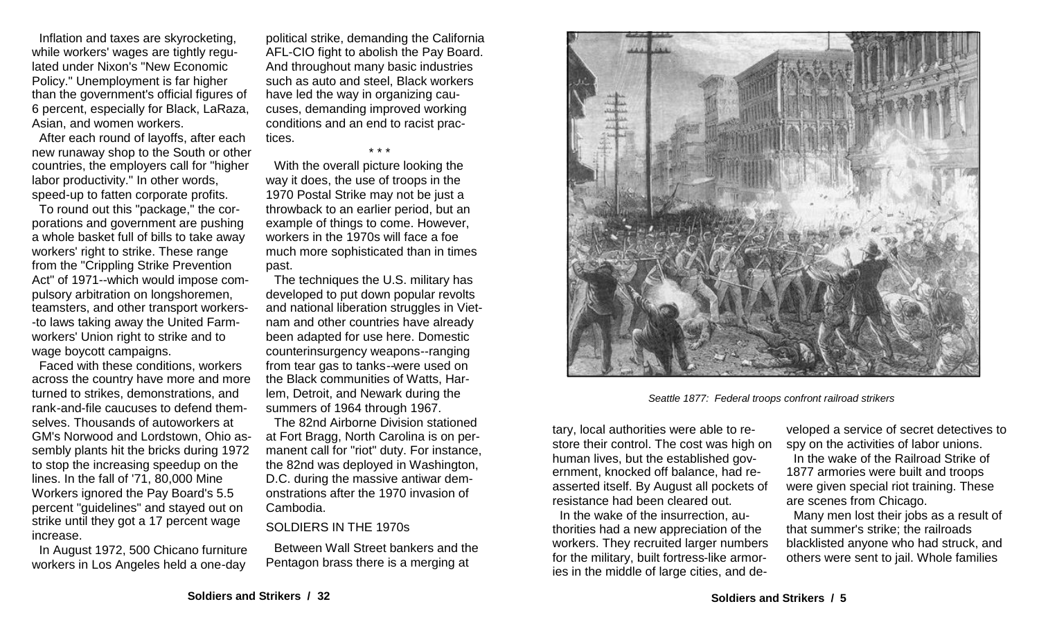Inflation and taxes are skyrocketing, while workers' wages are tightly regulated under Nixon's "New Economic Policy." Unemployment is far higher than the government's official figures of 6 percent, especially for Black, LaRaza, Asian, and women workers.

After each round of layoffs, after each new runaway shop to the South or other countries, the employers call for "higher labor productivity." In other words, speed-up to fatten corporate profits.

To round out this "package," the corporations and government are pushing a whole basket full of bills to take away workers' right to strike. These range from the "Crippling Strike Prevention Act" of 1971--which would impose compulsory arbitration on longshoremen, teamsters, and other transport workers--to laws taking away the United Farmworkers' Union right to strike and to wage boycott campaigns.

Faced with these conditions, workers across the country have more and more turned to strikes, demonstrations, and rank-and-file caucuses to defend themselves. Thousands of autoworkers at GM's Norwood and Lordstown, Ohio assembly plants hit the bricks during 1972 to stop the increasing speedup on the lines. In the fall of '71, 80,000 Mine Workers ignored the Pay Board's 5.5 percent "guidelines" and stayed out on strike until they got a 17 percent wage increase.

In August 1972, 500 Chicano furniture workers in Los Angeles held a one-day political strike, demanding the California AFL-CIO fight to abolish the Pay Board. And throughout many basic industries such as auto and steel, Black workers have led the way in organizing caucuses, demanding improved working conditions and an end to racist practices.

\* \* \*

With the overall picture looking the way it does, the use of troops in the 1970 Postal Strike may not be just a throwback to an earlier period, but an example of things to come. However, workers in the 1970s will face a foe much more sophisticated than in times past.

The techniques the U.S. military has developed to put down popular revolts and national liberation struggles in Vietnam and other countries have already been adapted for use here. Domestic counterinsurgency weapons--ranging from tear gas to tanks--were used on the Black communities of Watts, Harlem, Detroit, and Newark during the summers of 1964 through 1967.

The 82nd Airborne Division stationed at Fort Bragg, North Carolina is on permanent call for "riot" duty. For instance, the 82nd was deployed in Washington, D.C. during the massive antiwar demonstrations after the 1970 invasion of Cambodia.

## SOLDIERS IN THE 1970s

Between Wall Street bankers and the Pentagon brass there is a merging at

*Seattle 1877: Federal troops confront railroad strikers*

tary, local authorities were able to restore their control. The cost was high on human lives, but the established government, knocked off balance, had reasserted itself. By August all pockets of resistance had been cleared out.

In the wake of the insurrection, authorities had a new appreciation of the workers. They recruited larger numbers for the military, built fortress-like armories in the middle of large cities, and developed a service of secret detectives to spy on the activities of labor unions.

In the wake of the Railroad Strike of 1877 armories were built and troops were given special riot training. These are scenes from Chicago.

Many men lost their jobs as a result of that summer's strike; the railroads blacklisted anyone who had struck, and others were sent to jail. Whole families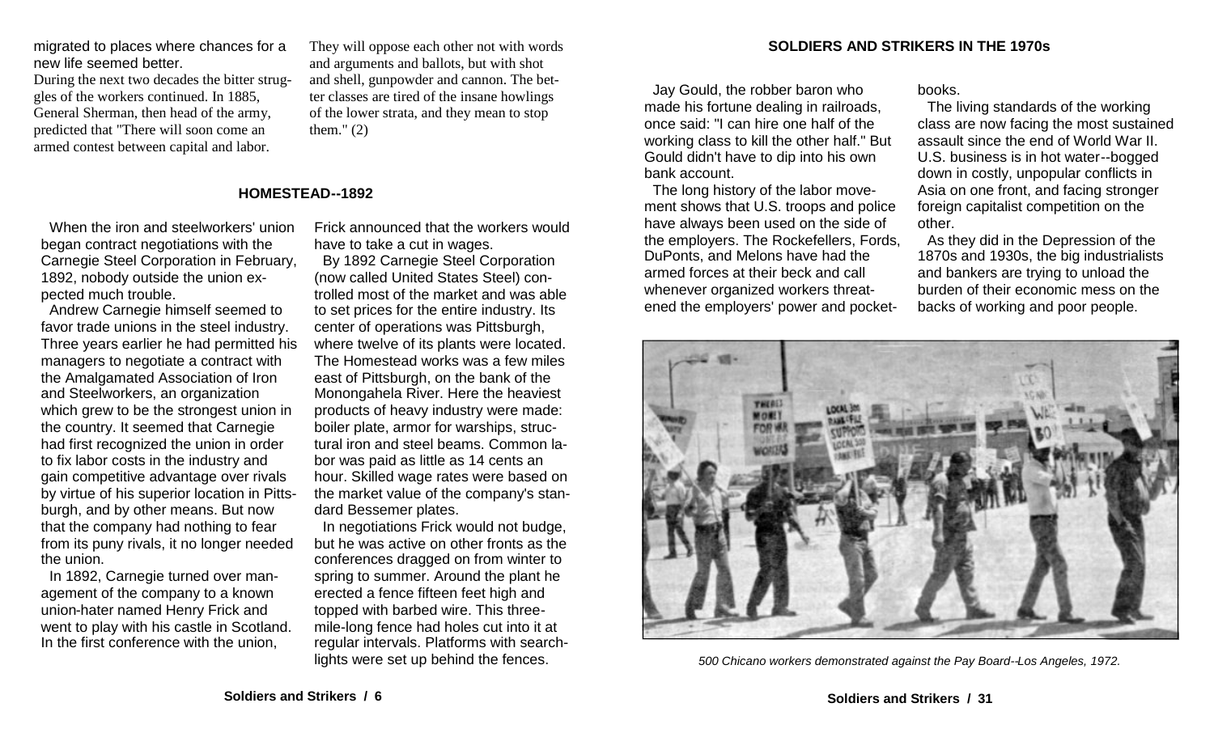migrated to places where chances for a new life seemed better.

During the next two decades the bitter struggles of the workers continued. In 1885, General Sherman, then head of the army, predicted that "There will soon come an armed contest between capital and labor. They will oppose each other not with words and arguments and ballots, but with shot and shell, gunpowder and cannon. The better classes are tired of the insane howlings of the lower strata, and they mean to stop them." (2)

## HOMESTEAD--1892

When the iron and steelworkers' union began contract negotiations with the Carnegie Steel Corporation in February, 1892, nobody outside the union expected much trouble.

Andrew Carnegie himself seemed to favor trade unions in the steel industry. Three years earlier he had permitted his managers to negotiate a contract with the Amalgamated Association of Iron and Steelworkers, an organization which grew to be the strongest union in the country. It seemed that Carnegie had first recognized the union in order to fix labor costs in the industry and gain competitive advantage over rivals by virtue of his superior location in Pittsburgh, and by other means. But now that the company had nothing to fear from its puny rivals, it no longer needed the union.

In 1892, Carnegie turned over management of the company to a known union-hater named Henry Frick and went to play with his castle in Scotland. In the first conference with the union, Frick announced that the workers would have to take a cut in wages.

By 1892 Carnegie Steel Corporation (now called United States Steel) controlled most of the market and was able to set prices for the entire industry. Its center of operations was Pittsburgh, where twelve of its plants were located. The Homestead works was a few miles east of Pittsburgh, on the bank of the Monongahela River. Here the heaviest products of heavy industry were made: boiler plate, armor for warships, structural iron and steel beams. Common labor was paid as little as 14 cents an hour. Skilled wage rates were based on the market value of the company's standard Bessemer plates.

In negotiations Frick would not budge, but he was active on other fronts as the conferences dragged on from winter to spring to summer. Around the plant he erected a fence fifteen feet high and topped with barbed wire. This three-mile-long fence had holes cut into it at regular intervals. Platforms with searchlights were set up behind the fences.

## SOLDIERS AND STRIKERS IN THE 1970s

Jay Gould, the robber baron who made his fortune dealing in railroads, once said: "I can hire one half of the working class to kill the other half." But Gould didn't have to dip into his own bank account.

The long history of the labor movement shows that U.S. troops and police have always been used on the side of the employers. The Rockefellers, Fords, DuPonts, and Melons have had the armed forces at their beck and call whenever organized workers threatened the employers' power and pocketbooks.

The living standards of the working class are now facing the most sustained assault since the end of World War II. U.S. business is in hot water--bogged down in costly, unpopular conflicts in Asia on one front, and facing stronger foreign capitalist competition on the other.

As they did in the Depression of the 1870s and 1930s, the big industrialists and bankers are trying to unload the burden of their economic mess on the backs of working and poor people.

*500 Chicano workers demonstrated against the Pay Board--Los Angeles, 1972.*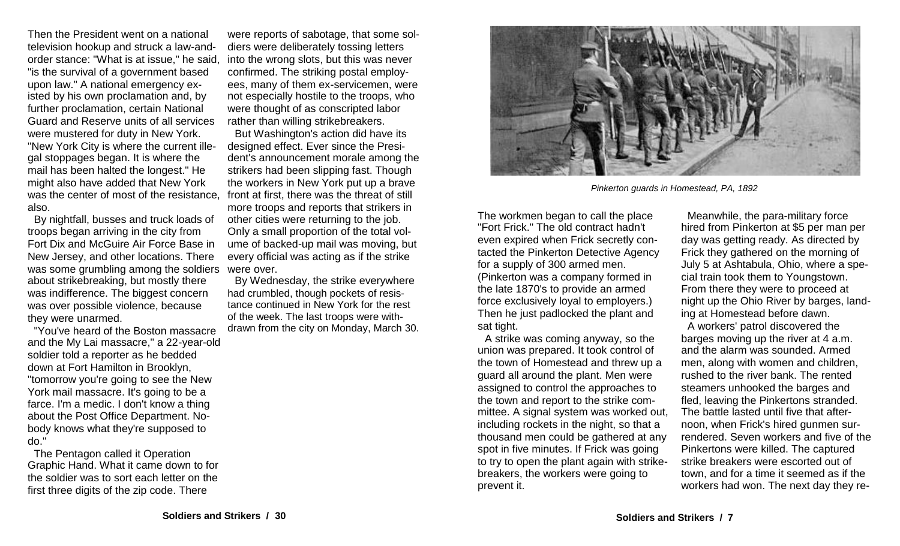Then the President went on a national television hookup and struck a law-and-order stance: "What is at issue," he said, "is the survival of a government based upon law." A national emergency existed by his own proclamation and, by further proclamation, certain National Guard and Reserve units of all services were mustered for duty in New York. "New York City is where the current illegal stoppages began. It is where the mail has been halted the longest." He might also have added that New York was the center of most of the resistance, also.

By nightfall, busses and truck loads of troops began arriving in the city from Fort Dix and McGuire Air Force Base in New Jersey, and other locations. There was some grumbling among the soldiers about strikebreaking, but mostly there was indifference. The biggest concern was over possible violence, because they were unarmed.

"You've heard of the Boston massacre and the My Lai massacre," a 22-year-old soldier told a reporter as he bedded down at Fort Hamilton in Brooklyn, "tomorrow you're going to see the New York mail massacre. It's going to be a farce. I'm a medic. I don't know a thing about the Post Office Department. Nobody knows what they're supposed to do."

The Pentagon called it Operation Graphic Hand. What it came down to for the soldier was to sort each letter on the first three digits of the zip code. There were reports of sabotage, that some soldiers were deliberately tossing letters into the wrong slots, but this was never confirmed. The striking postal employees, many of them ex-servicemen, were not especially hostile to the troops, who were thought of as conscripted labor rather than willing strikebreakers.

But Washington's action did have its designed effect. Ever since the President's announcement morale among the strikers had been slipping fast. Though the workers in New York put up a brave front at first, there was the threat of still more troops and reports that strikers in other cities were returning to the job. Only a small proportion of the total volume of backed-up mail was moving, but every official was acting as if the strike were over.

By Wednesday, the strike everywhere had crumbled, though pockets of resistance continued in New York for the rest of the week. The last troops were withdrawn from the city on Monday, March 30.

*Pinkerton guards in Homestead, PA, 1892*

The workmen began to call the place "Fort Frick." The old contract hadn't even expired when Frick secretly contacted the Pinkerton Detective Agency for a supply of 300 armed men. (Pinkerton was a company formed in the late 1870's to provide an armed force exclusively loyal to employers.) Then he just padlocked the plant and sat tight.

A strike was coming anyway, so the union was prepared. It took control of the town of Homestead and threw up a guard all around the plant. Men were assigned to control the approaches to the town and report to the strike committee. A signal system was worked out, including rockets in the night, so that a thousand men could be gathered at any spot in five minutes. If Frick was going to try to open the plant again with strikebreakers, the workers were going to prevent it.

Meanwhile, the para-military force hired from Pinkerton at $5 per man per day was getting ready. As directed by Frick they gathered on the morning of July 5 at Ashtabula, Ohio, where a special train took them to Youngstown. From there they were to proceed at night up the Ohio River by barges, landing at Homestead before dawn.

A workers' patrol discovered the barges moving up the river at 4 a.m. and the alarm was sounded. Armed men, along with women and children, rushed to the river bank. The rented steamers unhooked the barges and fled, leaving the Pinkertons stranded. The battle lasted until five that afternoon, when Frick's hired gunmen surrendered. Seven workers and five of the Pinkertons were killed. The captured strike breakers were escorted out of town, and for a time it seemed as if the workers had won. The next day they re-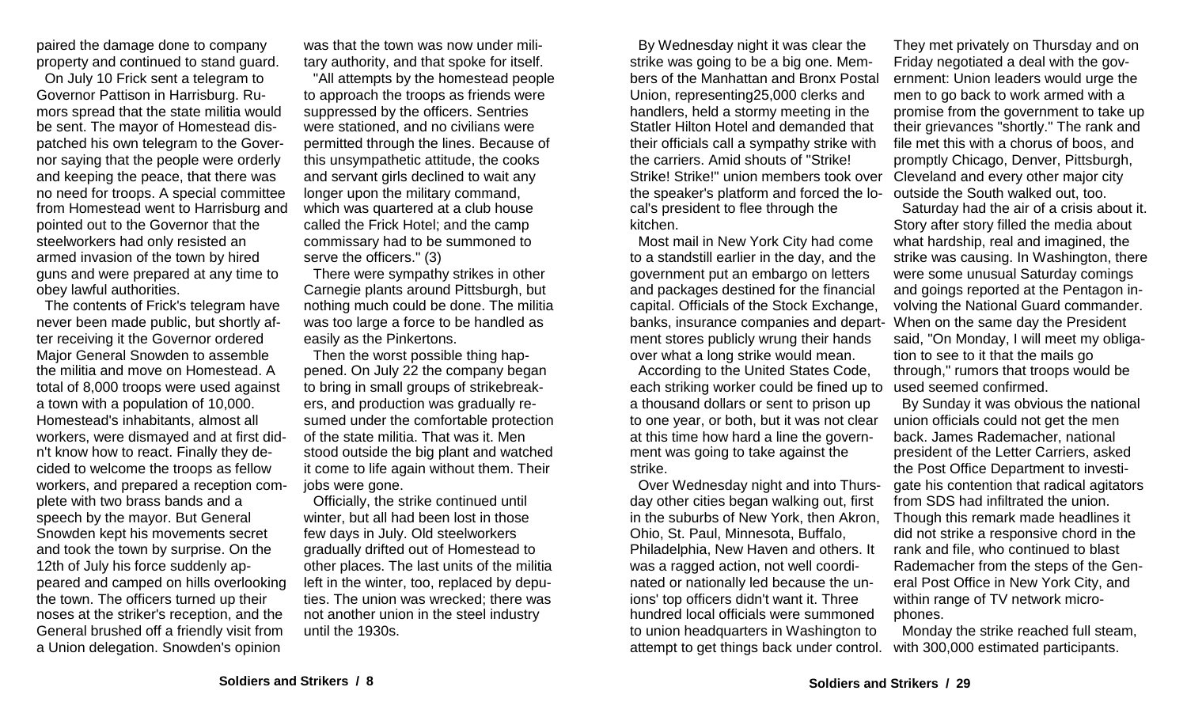paired the damage done to company property and continued to stand guard.

On July 10 Frick sent a telegram to Governor Pattison in Harrisburg. Rumors spread that the state militia would be sent. The mayor of Homestead dispatched his own telegram to the Governor saying that the people were orderly and keeping the peace, that there was no need for troops. A special committee from Homestead went to Harrisburg and pointed out to the Governor that the steelworkers had only resisted an armed invasion of the town by hired guns and were prepared at any time to obey lawful authorities.

The contents of Frick's telegram have never been made public, but shortly after receiving it the Governor ordered Major General Snowden to assemble the militia and move on Homestead. A total of 8,000 troops were used against a town with a population of 10,000. Homestead's inhabitants, almost all workers, were dismayed and at first didn't know how to react. Finally they decided to welcome the troops as fellow workers, and prepared a reception complete with two brass bands and a speech by the mayor. But General Snowden kept his movements secret and took the town by surprise. On the 12th of July his force suddenly appeared and camped on hills overlooking the town. The officers turned up their noses at the striker's reception, and the General brushed off a friendly visit from a Union delegation. Snowden's opinion was that the town was now under military authority, and that spoke for itself.

"All attempts by the homestead people to approach the troops as friends were suppressed by the officers. Sentries were stationed, and no civilians were permitted through the lines. Because of this unsympathetic attitude, the cooks and servant girls declined to wait any longer upon the military command, which was quartered at a club house called the Frick Hotel; and the camp commissary had to be summoned to serve the officers." (3)

There were sympathy strikes in other Carnegie plants around Pittsburgh, but nothing much could be done. The militia was too large a force to be handled as easily as the Pinkertons.

Then the worst possible thing happened. On July 22 the company began to bring in small groups of strikebreakers, and production was gradually resumed under the comfortable protection of the state militia. That was it. Men stood outside the big plant and watched it come to life again without them. Their jobs were gone.

Officially, the strike continued until winter, but all had been lost in those few days in July. Old steelworkers gradually drifted out of Homestead to other places. The last units of the militia left in the winter, too, replaced by deputies. The union was wrecked; there was not another union in the steel industry until the 1930s.

By Wednesday night it was clear the strike was going to be a big one. Members of the Manhattan and Bronx Postal Union, representing25,000 clerks and handlers, held a stormy meeting in the Statler Hilton Hotel and demanded that their officials call a sympathy strike with the carriers. Amid shouts of "Strike! Strike! Strike!" union members took over the speaker's platform and forced the local's president to flee through the kitchen.

Most mail in New York City had come to a standstill earlier in the day, and the government put an embargo on letters and packages destined for the financial capital. Officials of the Stock Exchange, banks, insurance companies and department stores publicly wrung their hands over what a long strike would mean.

According to the United States Code, each striking worker could be fined up to a thousand dollars or sent to prison up to one year, or both, but it was not clear at this time how hard a line the government was going to take against the strike.

Over Wednesday night and into Thursday other cities began walking out, first in the suburbs of New York, then Akron, Ohio, St. Paul, Minnesota, Buffalo, Philadelphia, New Haven and others. It was a ragged action, not well coordinated or nationally led because the unions' top officers didn't want it. Three hundred local officials were summoned to union headquarters in Washington to attempt to get things back under control. They met privately on Thursday and on Friday negotiated a deal with the government: Union leaders would urge the men to go back to work armed with a promise from the government to take up their grievances "shortly." The rank and file met this with a chorus of boos, and promptly Chicago, Denver, Pittsburgh, Cleveland and every other major city outside the South walked out, too.

Saturday had the air of a crisis about it. Story after story filled the media about what hardship, real and imagined, the strike was causing. In Washington, there were some unusual Saturday comings and goings reported at the Pentagon involving the National Guard commander. When on the same day the President said, "On Monday, I will meet my obligation to see to it that the mails go through," rumors that troops would be used seemed confirmed.

By Sunday it was obvious the national union officials could not get the men back. James Rademacher, national president of the Letter Carriers, asked the Post Office Department to investigate his contention that radical agitators from SDS had infiltrated the union. Though this remark made headlines it did not strike a responsive chord in the rank and file, who continued to blast Rademacher from the steps of the General Post Office in New York City, and within range of TV network microphones.

Monday the strike reached full steam, with 300,000 estimated participants.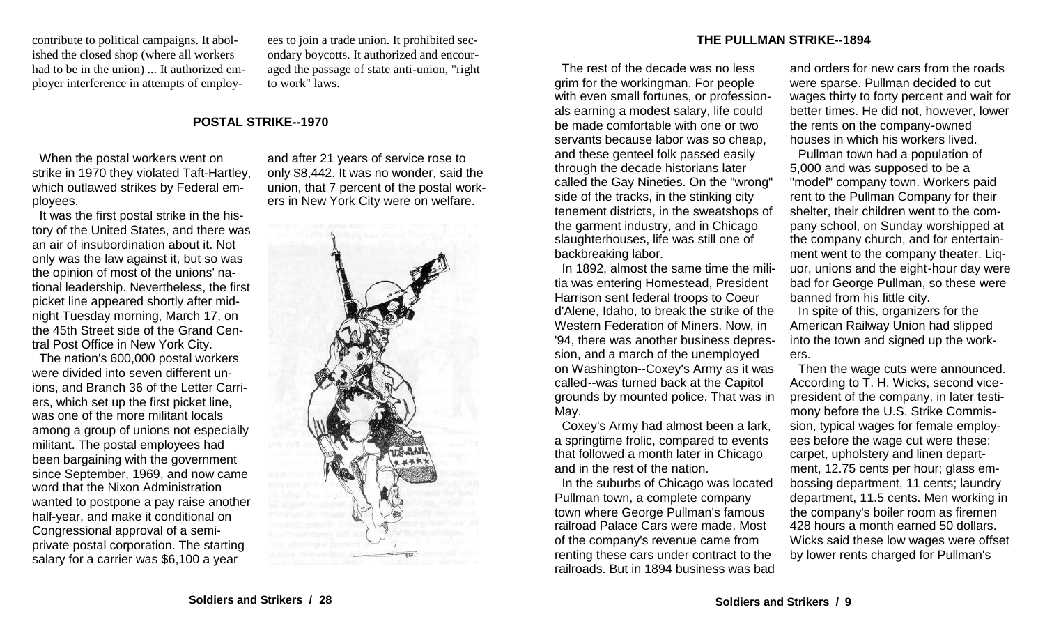contribute to political campaigns. It abolished the closed shop (where all workers had to be in the union) ... It authorized employer interference in attempts of employees to join a trade union. It prohibited secondary boycotts. It authorized and encouraged the passage of state anti-union, "right to work" laws.

## POSTAL STRIKE--1970

When the postal workers went on strike in 1970 they violated Taft-Hartley, which outlawed strikes by Federal employees.

It was the first postal strike in the history of the United States, and there was an air of insubordination about it. Not only was the law against it, but so was the opinion of most of the unions' national leadership. Nevertheless, the first picket line appeared shortly after midnight Tuesday morning, March 17, on the 45th Street side of the Grand Central Post Office in New York City.

The nation's 600,000 postal workers were divided into seven different unions, and Branch 36 of the Letter Carriers, which set up the first picket line, was one of the more militant locals among a group of unions not especially militant. The postal employees had been bargaining with the government since September, 1969, and now came word that the Nixon Administration wanted to postpone a pay raise another half-year, and make it conditional on Congressional approval of a semi-private postal corporation. The starting salary for a carrier was $6,100 a year and after 21 years of service rose to only $8,442. It was no wonder, said the union, that 7 percent of the postal workers in New York City were on welfare.

## THE PULLMAN STRIKE--1894

The rest of the decade was no less grim for the workingman. For people with even small fortunes, or professionals earning a modest salary, life could be made comfortable with one or two servants because labor was so cheap, and these genteel folk passed easily through the decade historians later called the Gay Nineties. On the "wrong" side of the tracks, in the stinking city tenement districts, in the sweatshops of the garment industry, and in Chicago slaughterhouses, life was still one of backbreaking labor.

In 1892, almost the same time the militia was entering Homestead, President Harrison sent federal troops to Coeur d'Alene, Idaho, to break the strike of the Western Federation of Miners. Now, in '94, there was another business depression, and a march of the unemployed on Washington--Coxey's Army as it was called--was turned back at the Capitol grounds by mounted police. That was in May.

Coxey's Army had almost been a lark, a springtime frolic, compared to events that followed a month later in Chicago and in the rest of the nation.

In the suburbs of Chicago was located Pullman town, a complete company town where George Pullman's famous railroad Palace Cars were made. Most of the company's revenue came from renting these cars under contract to the railroads. But in 1894 business was bad and orders for new cars from the roads were sparse. Pullman decided to cut wages thirty to forty percent and wait for better times. He did not, however, lower the rents on the company-owned houses in which his workers lived.

Pullman town had a population of 5,000 and was supposed to be a "model" company town. Workers paid rent to the Pullman Company for their shelter, their children went to the company school, on Sunday worshipped at the company church, and for entertainment went to the company theater. Liquor, unions and the eight-hour day were bad for George Pullman, so these were banned from his little city.

In spite of this, organizers for the American Railway Union had slipped into the town and signed up the workers.

Then the wage cuts were announced. According to T. H. Wicks, second vice-president of the company, in later testimony before the U.S. Strike Commission, typical wages for female employees before the wage cut were these: carpet, upholstery and linen department, 12.75 cents per hour; glass embossing department, 11 cents; laundry department, 11.5 cents. Men working in the company's boiler room as firemen 428 hours a month earned 50 dollars. Wicks said these low wages were offset by lower rents charged for Pullman's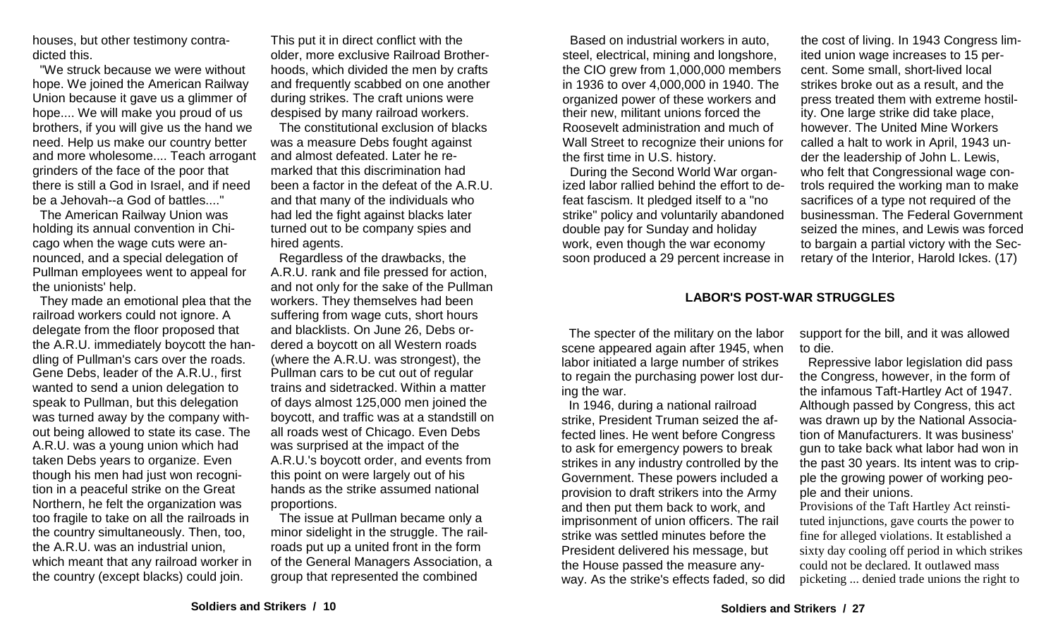houses, but other testimony contradicted this.

"We struck because we were without hope. We joined the American Railway Union because it gave us a glimmer of hope.... We will make you proud of us brothers, if you will give us the hand we need. Help us make our country better and more wholesome.... Teach arrogant grinders of the face of the poor that there is still a God in Israel, and if need be a Jehovah--a God of battles...."

The American Railway Union was holding its annual convention in Chicago when the wage cuts were announced, and a special delegation of Pullman employees went to appeal for the unionists' help.

They made an emotional plea that the railroad workers could not ignore. A delegate from the floor proposed that the A.R.U. immediately boycott the handling of Pullman's cars over the roads. Gene Debs, leader of the A.R.U., first wanted to send a union delegation to speak to Pullman, but this delegation was turned away by the company without being allowed to state its case. The A.R.U. was a young union which had taken Debs years to organize. Even though his men had just won recognition in a peaceful strike on the Great Northern, he felt the organization was too fragile to take on all the railroads in the country simultaneously. Then, too, the A.R.U. was an industrial union, which meant that any railroad worker in the country (except blacks) could join.

This put it in direct conflict with the older, more exclusive Railroad Brotherhoods, which divided the men by crafts and frequently scabbed on one another during strikes. The craft unions were despised by many railroad workers.

The constitutional exclusion of blacks was a measure Debs fought against and almost defeated. Later he remarked that this discrimination had been a factor in the defeat of the A.R.U. and that many of the individuals who had led the fight against blacks later turned out to be company spies and hired agents.

Regardless of the drawbacks, the A.R.U. rank and file pressed for action, and not only for the sake of the Pullman workers. They themselves had been suffering from wage cuts, short hours and blacklists. On June 26, Debs ordered a boycott on all Western roads (where the A.R.U. was strongest), the Pullman cars to be cut out of regular trains and sidetracked. Within a matter of days almost 125,000 men joined the boycott, and traffic was at a standstill on all roads west of Chicago. Even Debs was surprised at the impact of the A.R.U.'s boycott order, and events from this point on were largely out of his hands as the strike assumed national proportions.

The issue at Pullman became only a minor sidelight in the struggle. The railroads put up a united front in the form of the General Managers Association, a group that represented the combined

Based on industrial workers in auto, steel, electrical, mining and longshore, the CIO grew from 1,000,000 members in 1936 to over 4,000,000 in 1940. The organized power of these workers and their new, militant unions forced the Roosevelt administration and much of Wall Street to recognize their unions for the first time in U.S. history.

During the Second World War organized labor rallied behind the effort to defeat fascism. It pledged itself to a "no strike" policy and voluntarily abandoned double pay for Sunday and holiday work, even though the war economy soon produced a 29 percent increase in the cost of living. In 1943 Congress limited union wage increases to 15 percent. Some small, short-lived local strikes broke out as a result, and the press treated them with extreme hostility. One large strike did take place, however. The United Mine Workers called a halt to work in April, 1943 under the leadership of John L. Lewis, who felt that Congressional wage controls required the working man to make sacrifices of a type not required of the businessman. The Federal Government seized the mines, and Lewis was forced to bargain a partial victory with the Secretary of the Interior, Harold Ickes. (17)

## LABOR'S POST-WAR STRUGGLES

The specter of the military on the labor scene appeared again after 1945, when labor initiated a large number of strikes to regain the purchasing power lost during the war.

In 1946, during a national railroad strike, President Truman seized the affected lines. He went before Congress to ask for emergency powers to break strikes in any industry controlled by the Government. These powers included a provision to draft strikers into the Army and then put them back to work, and imprisonment of union officers. The rail strike was settled minutes before the President delivered his message, but the House passed the measure anyway. As the strike's effects faded, so did support for the bill, and it was allowed to die.

Repressive labor legislation did pass the Congress, however, in the form of the infamous Taft-Hartley Act of 1947. Although passed by Congress, this act was drawn up by the National Association of Manufacturers. It was business' gun to take back what labor had won in the past 30 years. Its intent was to cripple the growing power of working people and their unions.

Provisions of the Taft Hartley Act reinstituted injunctions, gave courts the power to fine for alleged violations. It established a sixty day cooling off period in which strikes could not be declared. It outlawed mass picketing ... denied trade unions the right to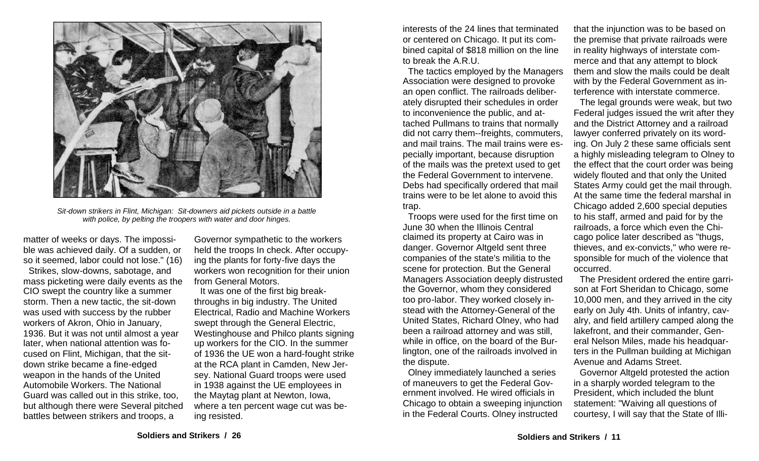*Sit-down strikers in Flint, Michigan: Sit-downers aid pickets outside in a battle with police, by pelting the troopers with water and door hinges.*

matter of weeks or days. The impossible was achieved daily. Of a sudden, or so it seemed, labor could not lose." (16)

Strikes, slow-downs, sabotage, and mass picketing were daily events as the CIO swept the country like a summer storm. Then a new tactic, the sit-down was used with success by the rubber workers of Akron, Ohio in January, 1936. But it was not until almost a year later, when national attention was focused on Flint, Michigan, that the sit-down strike became a fine-edged weapon in the hands of the United Automobile Workers. The National Guard was called out in this strike, too, but although there were Several pitched battles between strikers and troops, a Governor sympathetic to the workers held the troops In check. After occupying the plants for forty-five days the workers won recognition for their union from General Motors.

It was one of the first big breakthroughs in big industry. The United Electrical, Radio and Machine Workers swept through the General Electric, Westinghouse and Philco plants signing up workers for the CIO. In the summer of 1936 the UE won a hard-fought strike at the RCA plant in Camden, New Jersey. National Guard troops were used in 1938 against the UE employees in the Maytag plant at Newton, Iowa, where a ten percent wage cut was being resisted.

interests of the 24 lines that terminated or centered on Chicago. It put its combined capital of $818 million on the line to break the A.R.U.

The tactics employed by the Managers Association were designed to provoke an open conflict. The railroads deliberately disrupted their schedules in order to inconvenience the public, and attached Pullmans to trains that normally did not carry them--freights, commuters, and mail trains. The mail trains were especially important, because disruption of the mails was the pretext used to get the Federal Government to intervene. Debs had specifically ordered that mail trains were to be let alone to avoid this trap.

Troops were used for the first time on June 30 when the Illinois Central claimed its property at Cairo was in danger. Governor Altgeld sent three companies of the state's militia to the scene for protection. But the General Managers Association deeply distrusted the Governor, whom they considered too pro-labor. They worked closely instead with the Attorney-General of the United States, Richard Olney, who had been a railroad attorney and was still, while in office, on the board of the Burlington, one of the railroads involved in the dispute.

Olney immediately launched a series of maneuvers to get the Federal Government involved. He wired officials in Chicago to obtain a sweeping injunction in the Federal Courts. Olney instructed that the injunction was to be based on the premise that private railroads were in reality highways of interstate commerce and that any attempt to block them and slow the mails could be dealt with by the Federal Government as interference with interstate commerce.

The legal grounds were weak, but two Federal judges issued the writ after they and the District Attorney and a railroad lawyer conferred privately on its wording. On July 2 these same officials sent a highly misleading telegram to Olney to the effect that the court order was being widely flouted and that only the United States Army could get the mail through. At the same time the federal marshal in Chicago added 2,600 special deputies to his staff, armed and paid for by the railroads, a force which even the Chicago police later described as "thugs, thieves, and ex-convicts," who were responsible for much of the violence that occurred.

The President ordered the entire garrison at Fort Sheridan to Chicago, some 10,000 men, and they arrived in the city early on July 4th. Units of infantry, cavalry, and field artillery camped along the lakefront, and their commander, General Nelson Miles, made his headquarters in the Pullman building at Michigan Avenue and Adams Street.

Governor Altgeld protested the action in a sharply worded telegram to the President, which included the blunt statement: "Waiving all questions of courtesy, I will say that the State of Illi-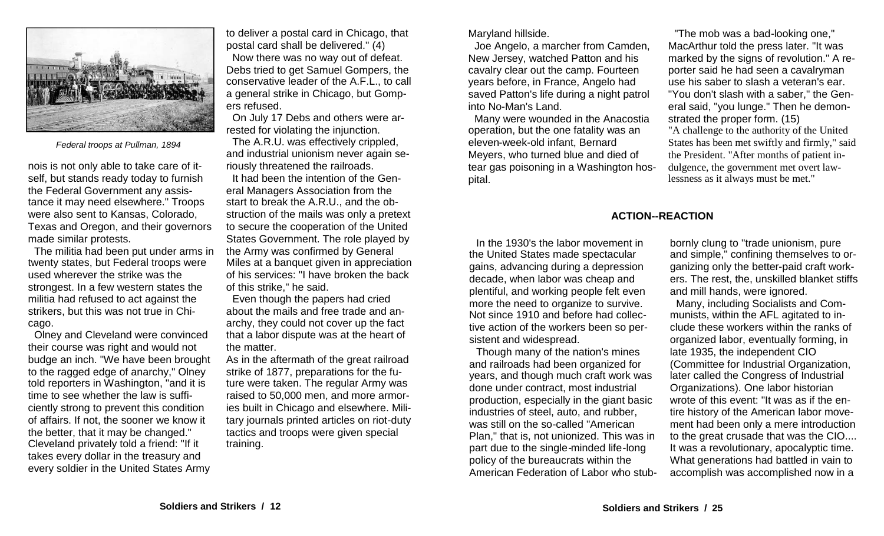Federal troops at Pullman, 1894

nois is not only able to take care of itself, but stands ready today to furnish the Federal Government any assistance it may need elsewhere." Troops were also sent to Kansas, Colorado, Texas and Oregon, and their governors made similar protests.

The militia had been put under arms in twenty states, but Federal troops were used wherever the strike was the strongest. In a few western states the militia had refused to act against the strikers, but this was not true in Chicago.

Olney and Cleveland were convinced their course was right and would not budge an inch. "We have been brought to the ragged edge of anarchy," Olney told reporters in Washington, "and it is time to see whether the law is sufficiently strong to prevent this condition of affairs. If not, the sooner we know it the better, that it may be changed." Cleveland privately told a friend: "If it takes every dollar in the treasury and every soldier in the United States Army to deliver a postal card in Chicago, that postal card shall be delivered." (4)

Now there was no way out of defeat. Debs tried to get Samuel Gompers, the conservative leader of the A.F.L., to call a general strike in Chicago, but Gompers refused.

On July 17 Debs and others were arrested for violating the injunction.

The A.R.U. was effectively crippled, and industrial unionism never again seriously threatened the railroads.

It had been the intention of the General Managers Association from the start to break the A.R.U., and the obstruction of the mails was only a pretext to secure the cooperation of the United States Government. The role played by the Army was confirmed by General Miles at a banquet given in appreciation of his services: "I have broken the back of this strike," he said.

Even though the papers had cried about the mails and free trade and anarchy, they could not cover up the fact that a labor dispute was at the heart of the matter.

As in the aftermath of the great railroad strike of 1877, preparations for the future were taken. The regular Army was raised to 50,000 men, and more armories built in Chicago and elsewhere. Military journals printed articles on riot-duty tactics and troops were given special training.

Maryland hillside.

Joe Angelo, a marcher from Camden, New Jersey, watched Patton and his cavalry clear out the camp. Fourteen years before, in France, Angelo had saved Patton's life during a night patrol into No-Man's Land.

Many were wounded in the Anacostia operation, but the one fatality was an eleven-week-old infant, Bernard Meyers, who turned blue and died of tear gas poisoning in a Washington hospital.

"The mob was a bad-looking one," MacArthur told the press later. "It was marked by the signs of revolution." A reporter said he had seen a cavalryman use his saber to slash a veteran's ear. "You don't slash with a saber," the General said, "you lunge." Then he demonstrated the proper form. (15)

"A challenge to the authority of the United States has been met swiftly and firmly," said the President. "After months of patient indulgence, the government met overt lawlessness as it always must be met."

## ACTION--REACTION

In the 1930's the labor movement in the United States made spectacular gains, advancing during a depression decade, when labor was cheap and plentiful, and working people felt even more the need to organize to survive. Not since 1910 and before had collective action of the workers been so persistent and widespread.

Though many of the nation's mines and railroads had been organized for years, and though much craft work was done under contract, most industrial production, especially in the giant basic industries of steel, auto, and rubber, was still on the so-called "American Plan," that is, not unionized. This was in part due to the single-minded life-long policy of the bureaucrats within the American Federation of Labor who stubbornly clung to "trade unionism, pure and simple," confining themselves to organizing only the better-paid craft workers. The rest, the unskilled blanket stiffs and mill hands, were ignored.

Many, including Socialists and Communists, within the AFL agitated to include these workers within the ranks of organized labor, eventually forming, in late 1935, the independent CIO (Committee for Industrial Organization, later called the Congress of Industrial Organizations). One labor historian wrote of this event: "It was as if the entire history of the American labor movement had been only a mere introduction to the great crusade that was the CIO.... It was a revolutionary, apocalyptic time. What generations had battled in vain to accomplish was accomplished now in a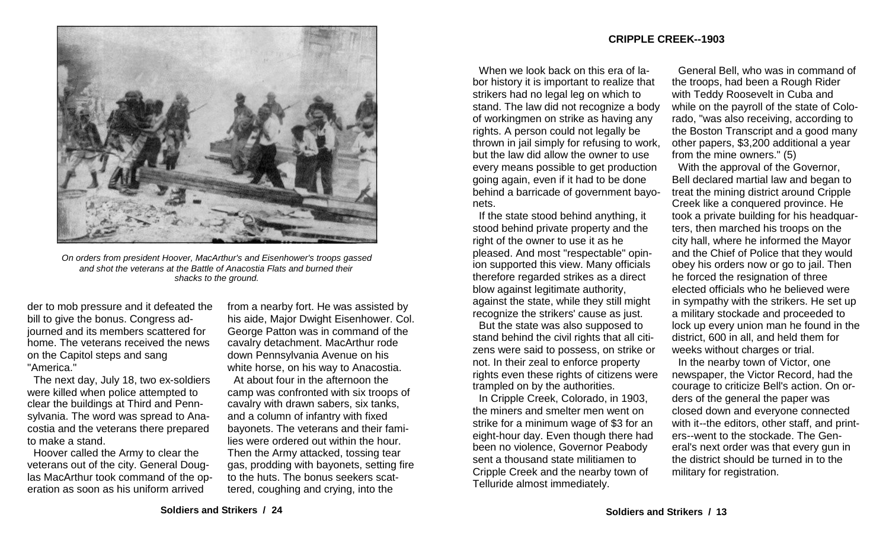On orders from president Hoover, MacArthur's and Eisenhower's troops gassed and shot the veterans at the Battle of Anacostia Flats and burned their shacks to the ground.

der to mob pressure and it defeated the bill to give the bonus. Congress adjourned and its members scattered for home. The veterans received the news on the Capitol steps and sang "America."

The next day, July 18, two ex-soldiers were killed when police attempted to clear the buildings at Third and Pennsylvania. The word was spread to Anacostia and the veterans there prepared to make a stand.

Hoover called the Army to clear the veterans out of the city. General Douglas MacArthur took command of the operation as soon as his uniform arrived from a nearby fort. He was assisted by his aide, Major Dwight Eisenhower. Col. George Patton was in command of the cavalry detachment. MacArthur rode down Pennsylvania Avenue on his white horse, on his way to Anacostia.

At about four in the afternoon the camp was confronted with six troops of cavalry with drawn sabers, six tanks, and a column of infantry with fixed bayonets. The veterans and their families were ordered out within the hour. Then the Army attacked, tossing tear gas, prodding with bayonets, setting fire to the huts. The bonus seekers scattered, coughing and crying, into the

## CRIPPLE CREEK--1903

When we look back on this era of labor history it is important to realize that strikers had no legal leg on which to stand. The law did not recognize a body of workingmen on strike as having any rights. A person could not legally be thrown in jail simply for refusing to work, but the law did allow the owner to use every means possible to get production going again, even if it had to be done behind a barricade of government bayonets.

If the state stood behind anything, it stood behind private property and the right of the owner to use it as he pleased. And most "respectable" opinion supported this view. Many officials therefore regarded strikes as a direct blow against legitimate authority, against the state, while they still might recognize the strikers' cause as just.

But the state was also supposed to stand behind the civil rights that all citizens were said to possess, on strike or not. In their zeal to enforce property rights even these rights of citizens were trampled on by the authorities.

In Cripple Creek, Colorado, in 1903, the miners and smelter men went on strike for a minimum wage of $3 for an eight-hour day. Even though there had been no violence, Governor Peabody sent a thousand state militiamen to Cripple Creek and the nearby town of Telluride almost immediately.

General Bell, who was in command of the troops, had been a Rough Rider with Teddy Roosevelt in Cuba and while on the payroll of the state of Colorado, "was also receiving, according to the Boston Transcript and a good many other papers, $3,200 additional a year from the mine owners." (5)

With the approval of the Governor, Bell declared martial law and began to treat the mining district around Cripple Creek like a conquered province. He took a private building for his headquarters, then marched his troops on the city hall, where he informed the Mayor and the Chief of Police that they would obey his orders now or go to jail. Then he forced the resignation of three elected officials who he believed were in sympathy with the strikers. He set up a military stockade and proceeded to lock up every union man he found in the district, 600 in all, and held them for weeks without charges or trial.

In the nearby town of Victor, one newspaper, the Victor Record, had the courage to criticize Bell's action. On orders of the general the paper was closed down and everyone connected with it--the editors, other staff, and printers--went to the stockade. The General's next order was that every gun in the district should be turned in to the military for registration.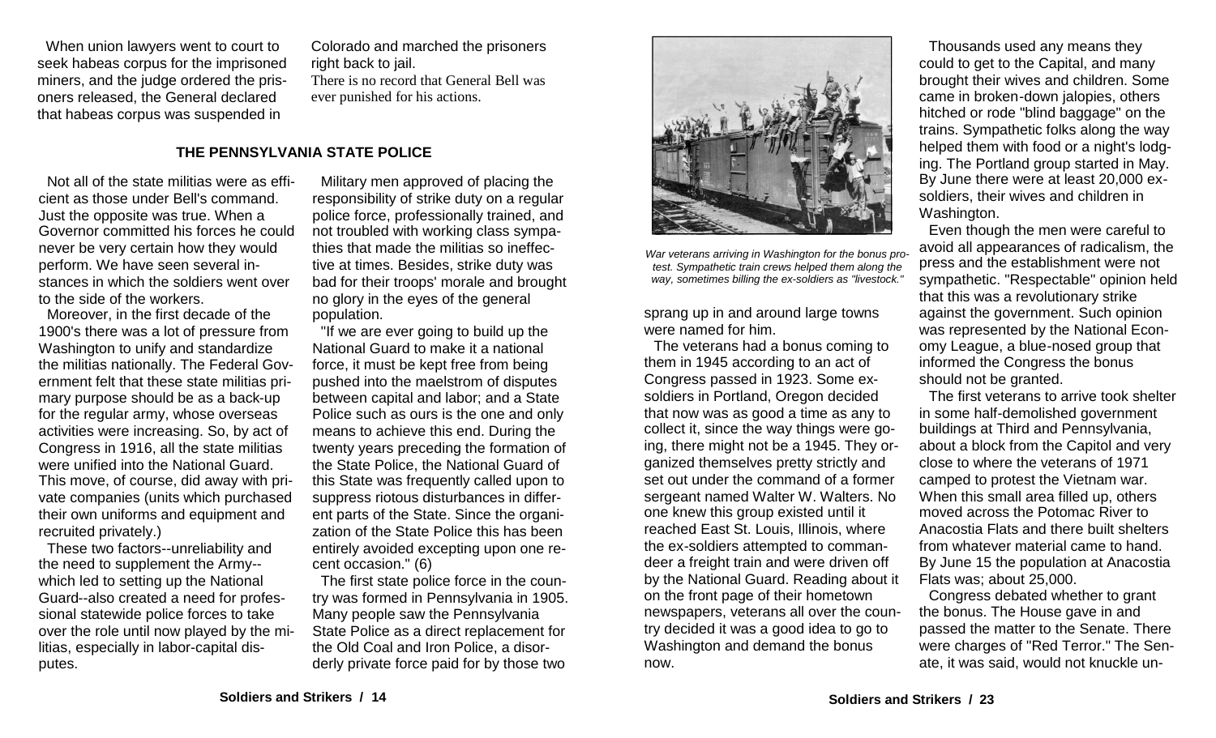When union lawyers went to court to seek habeas corpus for the imprisoned miners, and the judge ordered the prisoners released, the General declared that habeas corpus was suspended in Colorado and marched the prisoners right back to jail.

There is no record that General Bell was ever punished for his actions.

### THE PENNSYLVANIA STATE POLICE

Not all of the state militias were as efficient as those under Bell's command. Just the opposite was true. When a Governor committed his forces he could never be very certain how they would perform. We have seen several instances in which the soldiers went over to the side of the workers.

Moreover, in the first decade of the 1900's there was a lot of pressure from Washington to unify and standardize the militias nationally. The Federal Government felt that these state militias primary purpose should be as a back-up for the regular army, whose overseas activities were increasing. So, by act of Congress in 1916, all the state militias were unified into the National Guard. This move, of course, did away with private companies (units which purchased their own uniforms and equipment and recruited privately.)

These two factors--unreliability and the need to supplement the Army--which led to setting up the National Guard--also created a need for professional statewide police forces to take over the role until now played by the militias, especially in labor-capital disputes.

Military men approved of placing the responsibility of strike duty on a regular police force, professionally trained, and not troubled with working class sympathies that made the militias so ineffective at times. Besides, strike duty was bad for their troops' morale and brought no glory in the eyes of the general population.

"If we are ever going to build up the National Guard to make it a national force, it must be kept free from being pushed into the maelstrom of disputes between capital and labor; and a State Police such as ours is the one and only means to achieve this end. During the twenty years preceding the formation of the State Police, the National Guard of this State was frequently called upon to suppress riotous disturbances in different parts of the State. Since the organization of the State Police this has been entirely avoided excepting upon one recent occasion." (6)

The first state police force in the country was formed in Pennsylvania in 1905. Many people saw the Pennsylvania State Police as a direct replacement for the Old Coal and Iron Police, a disorderly private force paid for by those two

*War veterans arriving in Washington for the bonus protest. Sympathetic train crews helped them along the way, sometimes billing the ex-soldiers as "livestock."*

sprang up in and around large towns were named for him.

The veterans had a bonus coming to them in 1945 according to an act of Congress passed in 1923. Some ex-soldiers in Portland, Oregon decided that now was as good a time as any to collect it, since the way things were going, there might not be a 1945. They organized themselves pretty strictly and set out under the command of a former sergeant named Walter W. Walters. No one knew this group existed until it reached East St. Louis, Illinois, where the ex-soldiers attempted to commandeer a freight train and were driven off by the National Guard. Reading about it on the front page of their hometown newspapers, veterans all over the country decided it was a good idea to go to Washington and demand the bonus now.

Thousands used any means they could to get to the Capital, and many brought their wives and children. Some came in broken-down jalopies, others hitched or rode "blind baggage" on the trains. Sympathetic folks along the way helped them with food or a night's lodging. The Portland group started in May. By June there were at least 20,000 ex-soldiers, their wives and children in Washington.

Even though the men were careful to avoid all appearances of radicalism, the press and the establishment were not sympathetic. "Respectable" opinion held that this was a revolutionary strike against the government. Such opinion was represented by the National Economy League, a blue-nosed group that informed the Congress the bonus should not be granted.

The first veterans to arrive took shelter in some half-demolished government buildings at Third and Pennsylvania, about a block from the Capitol and very close to where the veterans of 1971 camped to protest the Vietnam war. When this small area filled up, others moved across the Potomac River to Anacostia Flats and there built shelters from whatever material came to hand. By June 15 the population at Anacostia Flats was; about 25,000.

Congress debated whether to grant the bonus. The House gave in and passed the matter to the Senate. There were charges of "Red Terror." The Senate, it was said, would not knuckle un-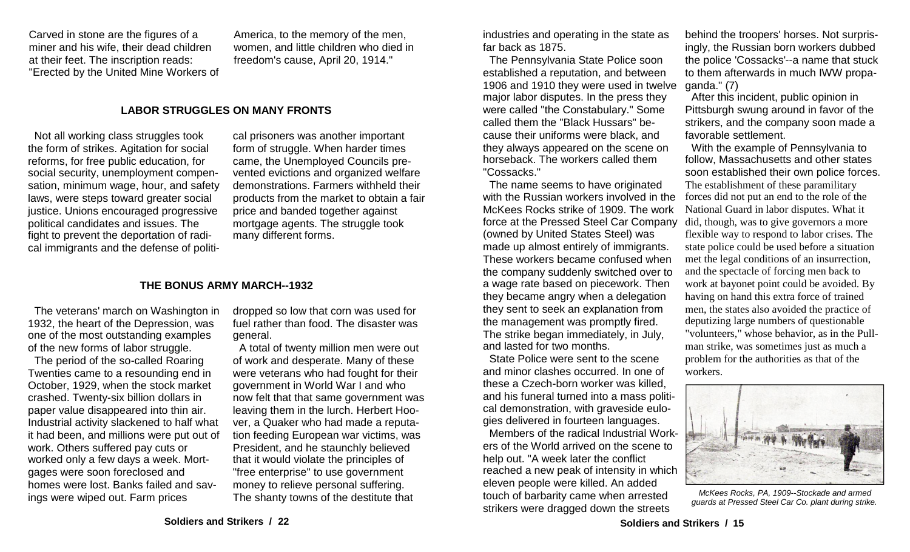Carved in stone are the figures of a miner and his wife, their dead children at their feet. The inscription reads: "Erected by the United Mine Workers of America, to the memory of the men, women, and little children who died in freedom's cause, April 20, 1914."

## LABOR STRUGGLES ON MANY FRONTS

Not all working class struggles took the form of strikes. Agitation for social reforms, for free public education, for social security, unemployment compensation, minimum wage, hour, and safety laws, were steps toward greater social justice. Unions encouraged progressive political candidates and issues. The fight to prevent the deportation of radical immigrants and the defense of political prisoners was another important form of struggle. When harder times came, the Unemployed Councils prevented evictions and organized welfare demonstrations. Farmers withheld their products from the market to obtain a fair price and banded together against mortgage agents. The struggle took many different forms.

## THE BONUS ARMY MARCH--1932

The veterans' march on Washington in 1932, the heart of the Depression, was one of the most outstanding examples of the new forms of labor struggle.

The period of the so-called Roaring Twenties came to a resounding end in October, 1929, when the stock market crashed. Twenty-six billion dollars in paper value disappeared into thin air. Industrial activity slackened to half what it had been, and millions were put out of work. Others suffered pay cuts or worked only a few days a week. Mortgages were soon foreclosed and homes were lost. Banks failed and savings were wiped out. Farm prices dropped so low that corn was used for fuel rather than food. The disaster was general.

A total of twenty million men were out of work and desperate. Many of these were veterans who had fought for their government in World War I and who now felt that that same government was leaving them in the lurch. Herbert Hoover, a Quaker who had made a reputation feeding European war victims, was President, and he staunchly believed that it would violate the principles of "free enterprise" to use government money to relieve personal suffering. The shanty towns of the destitute that

industries and operating in the state as far back as 1875.

The Pennsylvania State Police soon established a reputation, and between 1906 and 1910 they were used in twelve major labor disputes. In the press they were called "the Constabulary." Some called them the "Black Hussars" because their uniforms were black, and they always appeared on the scene on horseback. The workers called them "Cossacks."

The name seems to have originated with the Russian workers involved in the McKees Rocks strike of 1909. The work force at the Pressed Steel Car Company (owned by United States Steel) was made up almost entirely of immigrants. These workers became confused when the company suddenly switched over to a wage rate based on piecework. Then they became angry when a delegation they sent to seek an explanation from the management was promptly fired. The strike began immediately, in July, and lasted for two months.

State Police were sent to the scene and minor clashes occurred. In one of these a Czech-born worker was killed, and his funeral turned into a mass political demonstration, with graveside eulogies delivered in fourteen languages.

Members of the radical Industrial Workers of the World arrived on the scene to help out. "A week later the conflict reached a new peak of intensity in which eleven people were killed. An added touch of barbarity came when arrested strikers were dragged down the streets behind the troopers' horses. Not surprisingly, the Russian born workers dubbed the police 'Cossacks'--a name that stuck to them afterwards in much IWW propaganda." (7)

After this incident, public opinion in Pittsburgh swung around in favor of the strikers, and the company soon made a favorable settlement.

With the example of Pennsylvania to follow, Massachusetts and other states soon established their own police forces. The establishment of these paramilitary forces did not put an end to the role of the National Guard in labor disputes. What it did, though, was to give governors a more flexible way to respond to labor crises. The state police could be used before a situation met the legal conditions of an insurrection, and the spectacle of forcing men back to work at bayonet point could be avoided. By having on hand this extra force of trained men, the states also avoided the practice of deputizing large numbers of questionable "volunteers," whose behavior, as in the Pullman strike, was sometimes just as much a problem for the authorities as that of the workers.

*McKees Rocks, PA, 1909--Stockade and armed guards at Pressed Steel Car Co. plant during strike.*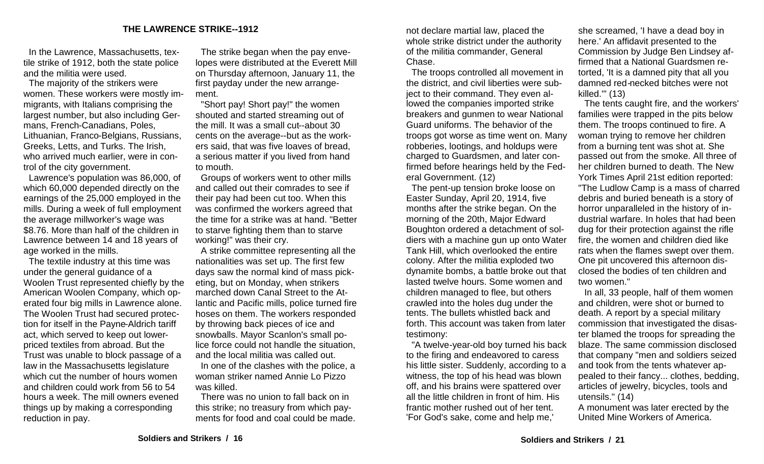## THE LAWRENCE STRIKE--1912

In the Lawrence, Massachusetts, textile strike of 1912, both the state police and the militia were used.

The majority of the strikers were women. These workers were mostly immigrants, with Italians comprising the largest number, but also including Germans, French-Canadians, Poles, Lithuanian, Franco-Belgians, Russians, Greeks, Letts, and Turks. The Irish, who arrived much earlier, were in control of the city government.

Lawrence's population was 86,000, of which 60,000 depended directly on the earnings of the 25,000 employed in the mills. During a week of full employment the average millworker's wage was $8.76. More than half of the children in Lawrence between 14 and 18 years of age worked in the mills.

The textile industry at this time was under the general guidance of a Woolen Trust represented chiefly by the American Woolen Company, which operated four big mills in Lawrence alone. The Woolen Trust had secured protection for itself in the Payne-Aldrich tariff act, which served to keep out lower-priced textiles from abroad. But the Trust was unable to block passage of a law in the Massachusetts legislature which cut the number of hours women and children could work from 56 to 54 hours a week. The mill owners evened things up by making a corresponding reduction in pay.

The strike began when the pay envelopes were distributed at the Everett Mill on Thursday afternoon, January 11, the first payday under the new arrangement.

"Short pay! Short pay!" the women shouted and started streaming out of the mill. It was a small cut--about 30 cents on the average--but as the workers said, that was five loaves of bread, a serious matter if you lived from hand to mouth.

Groups of workers went to other mills and called out their comrades to see if their pay had been cut too. When this was confirmed the workers agreed that the time for a strike was at hand. "Better to starve fighting them than to starve working!" was their cry.

A strike committee representing all the nationalities was set up. The first few days saw the normal kind of mass picketing, but on Monday, when strikers marched down Canal Street to the Atlantic and Pacific mills, police turned fire hoses on them. The workers responded by throwing back pieces of ice and snowballs. Mayor Scanlon's small police force could not handle the situation, and the local militia was called out.

In one of the clashes with the police, a woman striker named Annie Lo Pizzo was killed.

There was no union to fall back on in this strike; no treasury from which payments for food and coal could be made.

not declare martial law, placed the whole strike district under the authority of the militia commander, General Chase.

The troops controlled all movement in the district, and civil liberties were subject to their command. They even allowed the companies imported strike breakers and gunmen to wear National Guard uniforms. The behavior of the troops got worse as time went on. Many robberies, lootings, and holdups were charged to Guardsmen, and later confirmed before hearings held by the Federal Government. (12)

The pent-up tension broke loose on Easter Sunday, April 20, 1914, five months after the strike began. On the morning of the 20th, Major Edward Boughton ordered a detachment of soldiers with a machine gun up onto Water Tank Hill, which overlooked the entire colony. After the militia exploded two dynamite bombs, a battle broke out that lasted twelve hours. Some women and children managed to flee, but others crawled into the holes dug under the tents. The bullets whistled back and forth. This account was taken from later testimony:

"A twelve-year-old boy turned his back to the firing and endeavored to caress his little sister. Suddenly, according to a witness, the top of his head was blown off, and his brains were spattered over all the little children in front of him. His frantic mother rushed out of her tent. 'For God's sake, come and help me,' she screamed, 'I have a dead boy in here.' An affidavit presented to the Commission by Judge Ben Lindsey affirmed that a National Guardsmen retorted, 'It is a damned pity that all you damned red-necked bitches were not killed.'" (13)

The tents caught fire, and the workers' families were trapped in the pits below them. The troops continued to fire. A woman trying to remove her children from a burning tent was shot at. She passed out from the smoke. All three of her children burned to death. The New York Times April 21st edition reported: "The Ludlow Camp is a mass of charred debris and buried beneath is a story of horror unparalleled in the history of industrial warfare. In holes that had been dug for their protection against the rifle fire, the women and children died like rats when the flames swept over them. One pit uncovered this afternoon disclosed the bodies of ten children and two women."

In all, 33 people, half of them women and children, were shot or burned to death. A report by a special military commission that investigated the disaster blamed the troops for spreading the blaze. The same commission disclosed that company "men and soldiers seized and took from the tents whatever appealed to their fancy... clothes, bedding, articles of jewelry, bicycles, tools and utensils." (14)

A monument was later erected by the United Mine Workers of America.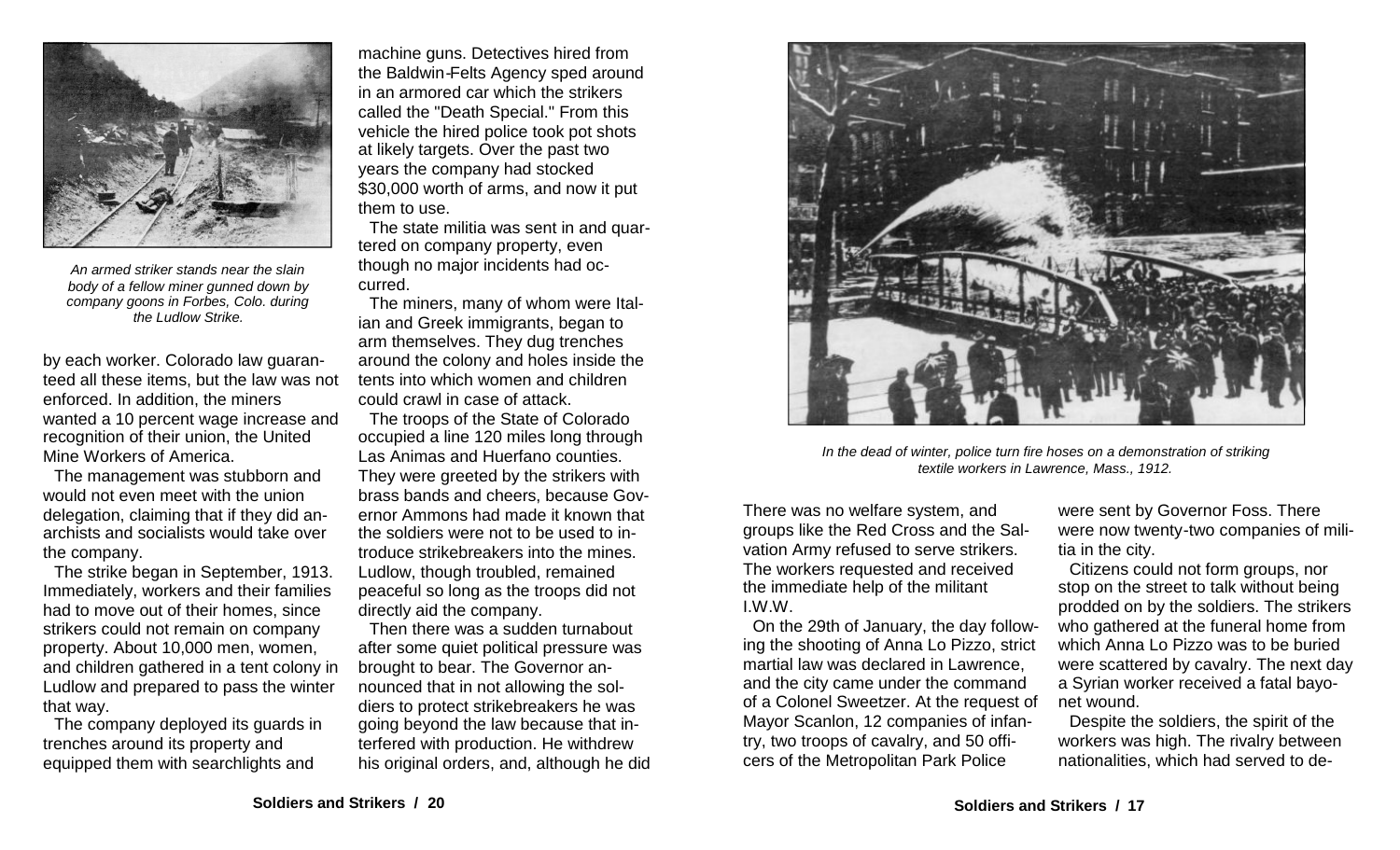*An armed striker stands near the slain body of a fellow miner gunned down by company goons in Forbes, Colo. during the Ludlow Strike.*

by each worker. Colorado law guaranteed all these items, but the law was not enforced. In addition, the miners wanted a 10 percent wage increase and recognition of their union, the United Mine Workers of America.

The management was stubborn and would not even meet with the union delegation, claiming that if they did anarchists and socialists would take over the company.

The strike began in September, 1913. Immediately, workers and their families had to move out of their homes, since strikers could not remain on company property. About 10,000 men, women, and children gathered in a tent colony in Ludlow and prepared to pass the winter that way.

The company deployed its guards in trenches around its property and equipped them with searchlights and machine guns. Detectives hired from the Baldwin-Felts Agency sped around in an armored car which the strikers called the "Death Special." From this vehicle the hired police took pot shots at likely targets. Over the past two years the company had stocked $30,000 worth of arms, and now it put them to use.

The state militia was sent in and quartered on company property, even though no major incidents had occurred.

The miners, many of whom were Italian and Greek immigrants, began to arm themselves. They dug trenches around the colony and holes inside the tents into which women and children could crawl in case of attack.

The troops of the State of Colorado occupied a line 120 miles long through Las Animas and Huerfano counties. They were greeted by the strikers with brass bands and cheers, because Governor Ammons had made it known that the soldiers were not to be used to introduce strikebreakers into the mines. Ludlow, though troubled, remained peaceful so long as the troops did not directly aid the company.

Then there was a sudden turnabout after some quiet political pressure was brought to bear. The Governor announced that in not allowing the soldiers to protect strikebreakers he was going beyond the law because that interfered with production. He withdrew his original orders, and, although he did

*In the dead of winter, police turn fire hoses on a demonstration of striking textile workers in Lawrence, Mass., 1912.*

There was no welfare system, and groups like the Red Cross and the Salvation Army refused to serve strikers. The workers requested and received the immediate help of the militant I.W.W.

On the 29th of January, the day following the shooting of Anna Lo Pizzo, strict martial law was declared in Lawrence, and the city came under the command of a Colonel Sweetzer. At the request of Mayor Scanlon, 12 companies of infantry, two troops of cavalry, and 50 officers of the Metropolitan Park Police were sent by Governor Foss. There were now twenty-two companies of militia in the city.

Citizens could not form groups, nor stop on the street to talk without being prodded on by the soldiers. The strikers who gathered at the funeral home from which Anna Lo Pizzo was to be buried were scattered by cavalry. The next day a Syrian worker received a fatal bayonet wound.

Despite the soldiers, the spirit of the workers was high. The rivalry between nationalities, which had served to de-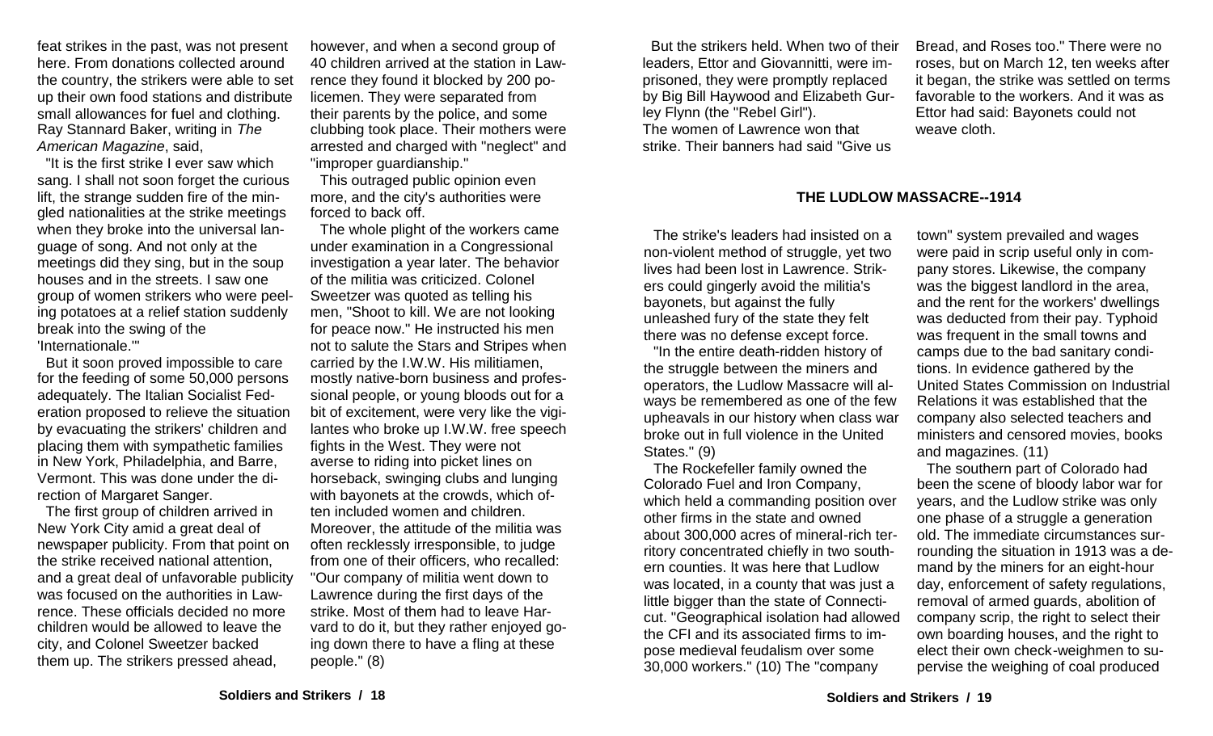feat strikes in the past, was not present here. From donations collected around the country, the strikers were able to set up their own food stations and distribute small allowances for fuel and clothing. Ray Stannard Baker, writing in *The American Magazine*, said,

"It is the first strike I ever saw which sang. I shall not soon forget the curious lift, the strange sudden fire of the mingled nationalities at the strike meetings when they broke into the universal language of song. And not only at the meetings did they sing, but in the soup houses and in the streets. I saw one group of women strikers who were peeling potatoes at a relief station suddenly break into the swing of the 'Internationale.'"

But it soon proved impossible to care for the feeding of some 50,000 persons adequately. The Italian Socialist Federation proposed to relieve the situation by evacuating the strikers' children and placing them with sympathetic families in New York, Philadelphia, and Barre, Vermont. This was done under the direction of Margaret Sanger.

The first group of children arrived in New York City amid a great deal of newspaper publicity. From that point on the strike received national attention, and a great deal of unfavorable publicity was focused on the authorities in Lawrence. These officials decided no more children would be allowed to leave the city, and Colonel Sweetzer backed them up. The strikers pressed ahead, however, and when a second group of 40 children arrived at the station in Lawrence they found it blocked by 200 policemen. They were separated from their parents by the police, and some clubbing took place. Their mothers were arrested and charged with "neglect" and "improper guardianship."

This outraged public opinion even more, and the city's authorities were forced to back off.

The whole plight of the workers came under examination in a Congressional investigation a year later. The behavior of the militia was criticized. Colonel Sweetzer was quoted as telling his men, "Shoot to kill. We are not looking for peace now." He instructed his men not to salute the Stars and Stripes when carried by the I.W.W. His militiamen, mostly native-born business and professional people, or young bloods out for a bit of excitement, were very like the vigilantes who broke up I.W.W. free speech fights in the West. They were not averse to riding into picket lines on horseback, swinging clubs and lunging with bayonets at the crowds, which often included women and children. Moreover, the attitude of the militia was often recklessly irresponsible, to judge from one of their officers, who recalled: "Our company of militia went down to Lawrence during the first days of the strike. Most of them had to leave Harvard to do it, but they rather enjoyed going down there to have a fling at these people." (8)

But the strikers held. When two of their leaders, Ettor and Giovannitti, were imprisoned, they were promptly replaced by Big Bill Haywood and Elizabeth Gurley Flynn (the "Rebel Girl").
The women of Lawrence won that strike. Their banners had said "Give us Bread, and Roses too." There were no roses, but on March 12, ten weeks after it began, the strike was settled on terms favorable to the workers. And it was as Ettor had said: Bayonets could not weave cloth.

## THE LUDLOW MASSACRE--1914

The strike's leaders had insisted on a non-violent method of struggle, yet two lives had been lost in Lawrence. Strikers could gingerly avoid the militia's bayonets, but against the fully unleashed fury of the state they felt there was no defense except force.

"In the entire death-ridden history of the struggle between the miners and operators, the Ludlow Massacre will always be remembered as one of the few upheavals in our history when class war broke out in full violence in the United States." (9)

The Rockefeller family owned the Colorado Fuel and Iron Company, which held a commanding position over other firms in the state and owned about 300,000 acres of mineral-rich territory concentrated chiefly in two southern counties. It was here that Ludlow was located, in a county that was just a little bigger than the state of Connecticut. "Geographical isolation had allowed the CFI and its associated firms to impose medieval feudalism over some 30,000 workers." (10) The "company town" system prevailed and wages were paid in scrip useful only in company stores. Likewise, the company was the biggest landlord in the area, and the rent for the workers' dwellings was deducted from their pay. Typhoid was frequent in the small towns and camps due to the bad sanitary conditions. In evidence gathered by the United States Commission on Industrial Relations it was established that the company also selected teachers and ministers and censored movies, books and magazines. (11)

The southern part of Colorado had been the scene of bloody labor war for years, and the Ludlow strike was only one phase of a struggle a generation old. The immediate circumstances surrounding the situation in 1913 was a demand by the miners for an eight-hour day, enforcement of safety regulations, removal of armed guards, abolition of company scrip, the right to select their own boarding houses, and the right to elect their own check-weighmen to supervise the weighing of coal produced